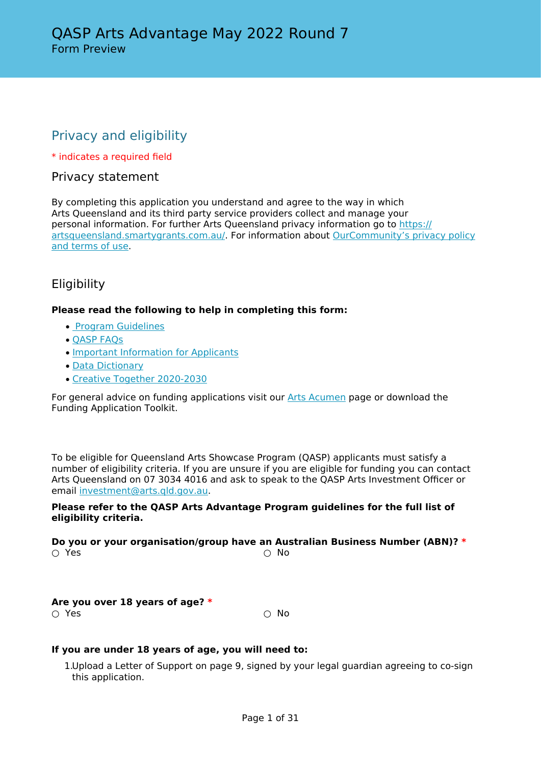# QASP Arts Advantage May 2022 Round 7

Form Preview

## Privacy and eligibility

* indicates a required field

### Privacy statement

By completing this application you understand and agree to the way in which Arts Queensland and its third party service providers collect and manage your personal information. For further Arts Queensland privacy information go to https://artsqueensland.smartygrants.com.au/. For information about OurCommunity's privacy policy and terms of use.

### Eligibility

**Please read the following to help in completing this form:**

- Program Guidelines
- QASP FAQs
- Important Information for Applicants
- Data Dictionary
- Creative Together 2020-2030

For general advice on funding applications visit our Arts Acumen page or download the Funding Application Toolkit.

To be eligible for Queensland Arts Showcase Program (QASP) applicants must satisfy a number of eligibility criteria. If you are unsure if you are eligible for funding you can contact Arts Queensland on 07 3034 4016 and ask to speak to the QASP Arts Investment Officer or email investment@arts.qld.gov.au.

**Please refer to the QASP Arts Advantage Program guidelines for the full list of eligibility criteria.**

**Do you or your organisation/group have an Australian Business Number (ABN)? ***

○ Yes ○ No

**Are you over 18 years of age? ***

○ Yes ○ No

**If you are under 18 years of age, you will need to:**

1. Upload a Letter of Support on page 9, signed by your legal guardian agreeing to co-sign this application.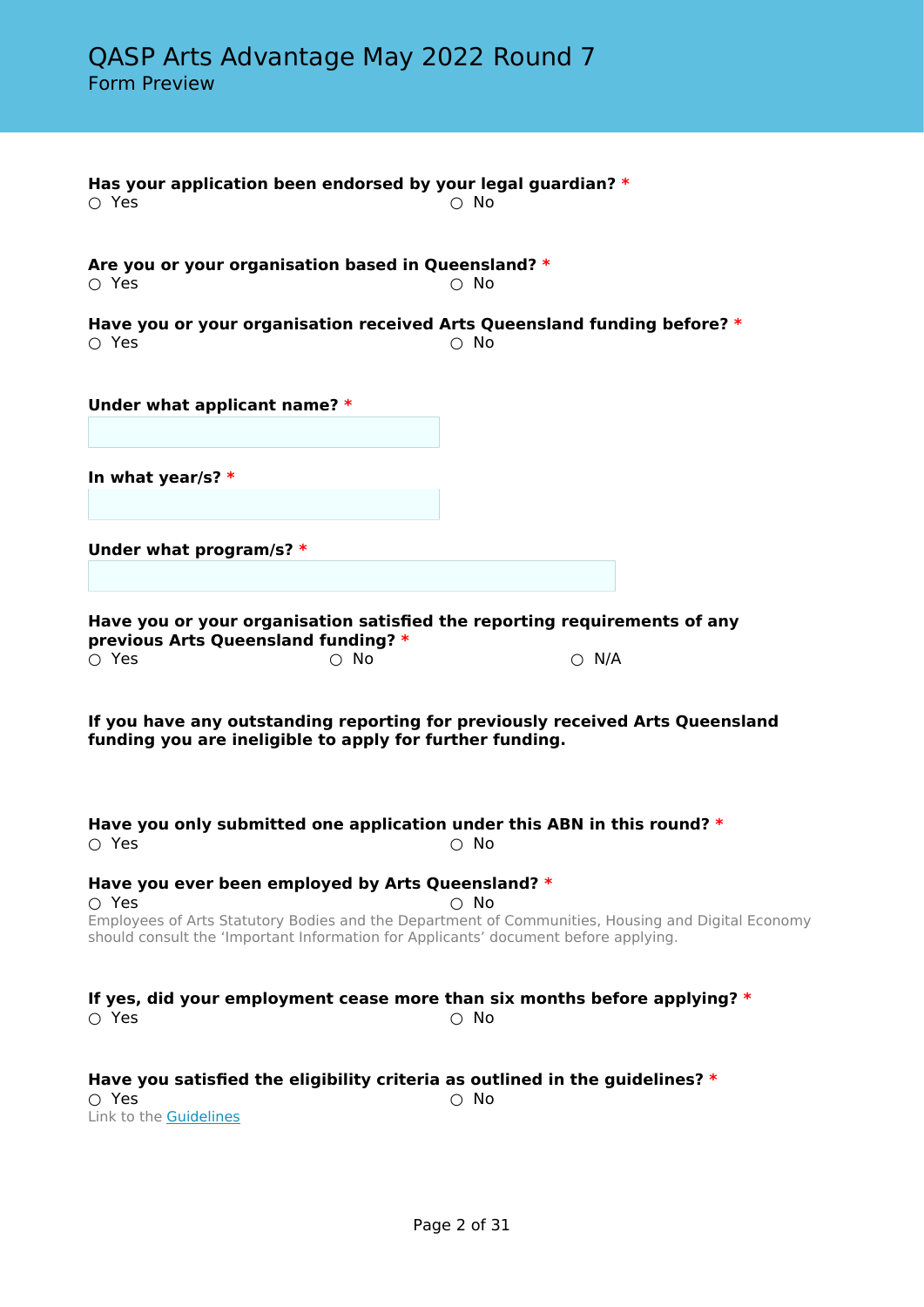# QASP Arts Advantage May 2022 Round 7

Form Preview

**Has your application been endorsed by your legal guardian? \***

○ Yes ○ No

**Are you or your organisation based in Queensland? \***

○ Yes ○ No

**Have you or your organisation received Arts Queensland funding before? \***

○ Yes ○ No

**Under what applicant name? \***

**In what year/s? \***

**Under what program/s? \***

**Have you or your organisation satisfied the reporting requirements of any previous Arts Queensland funding? \***

○ Yes ○ No ○ N/A

**If you have any outstanding reporting for previously received Arts Queensland funding you are ineligible to apply for further funding.**

**Have you only submitted one application under this ABN in this round? \***

○ Yes ○ No

**Have you ever been employed by Arts Queensland? \***

○ Yes ○ No

Employees of Arts Statutory Bodies and the Department of Communities, Housing and Digital Economy should consult the 'Important Information for Applicants' document before applying.

**If yes, did your employment cease more than six months before applying? \***

○ Yes ○ No

**Have you satisfied the eligibility criteria as outlined in the guidelines? \***

○ Yes ○ No

Link to the Guidelines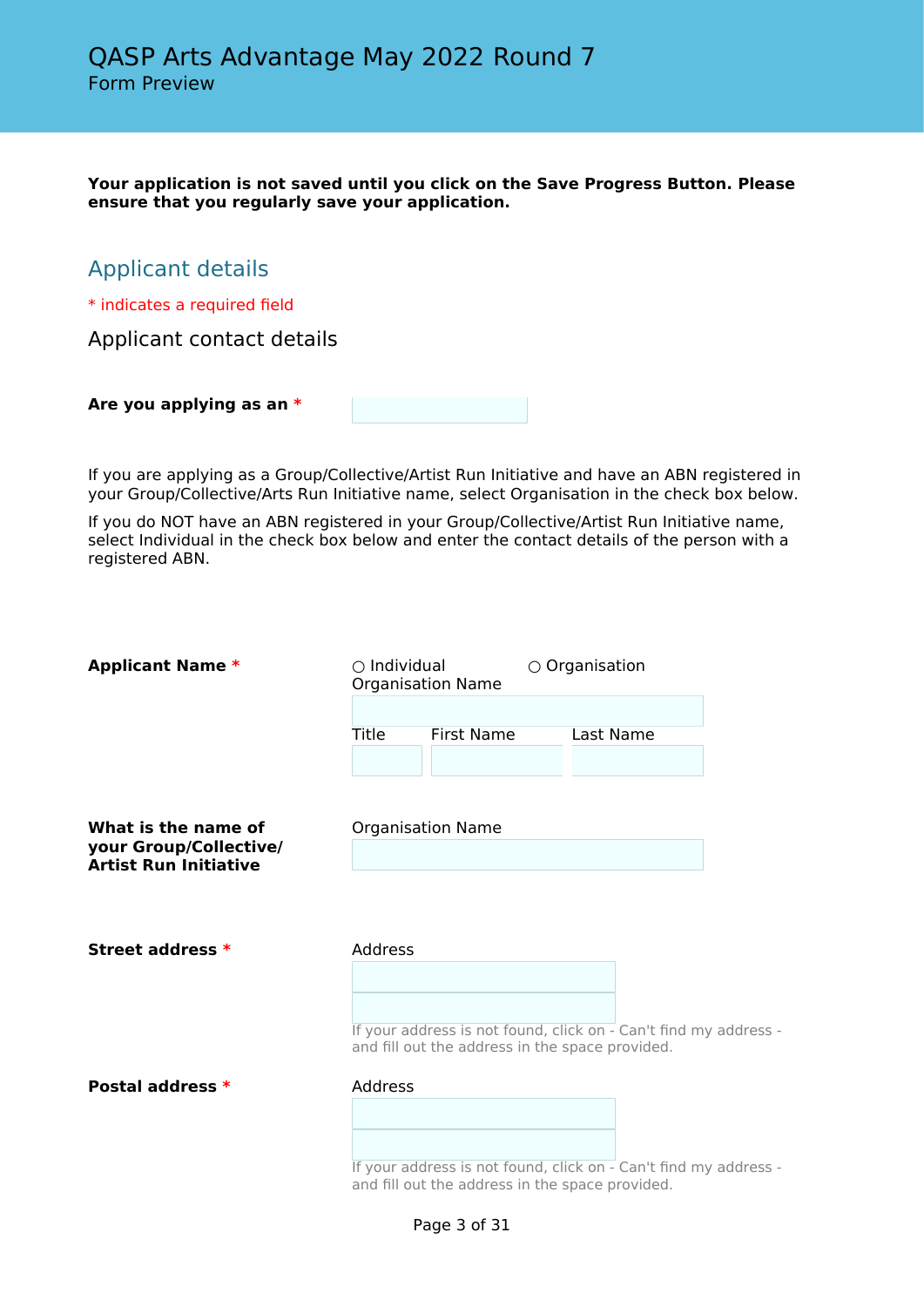# QASP Arts Advantage May 2022 Round 7

Form Preview

**Your application is not saved until you click on the Save Progress Button. Please ensure that you regularly save your application.**

## Applicant details

* indicates a required field

### Applicant contact details

**Are you applying as an** *

If you are applying as a Group/Collective/Artist Run Initiative and have an ABN registered in your Group/Collective/Arts Run Initiative name, select Organisation in the check box below.

If you do NOT have an ABN registered in your Group/Collective/Artist Run Initiative name, select Individual in the check box below and enter the contact details of the person with a registered ABN.

**Applicant Name** *

○ Individual ○ Organisation

Organisation Name

Title | First Name | Last Name

**What is the name of your Group/Collective/ Artist Run Initiative**

Organisation Name

**Street address** *

Address

If your address is not found, click on - Can't find my address - and fill out the address in the space provided.

**Postal address** *

Address

If your address is not found, click on - Can't find my address - and fill out the address in the space provided.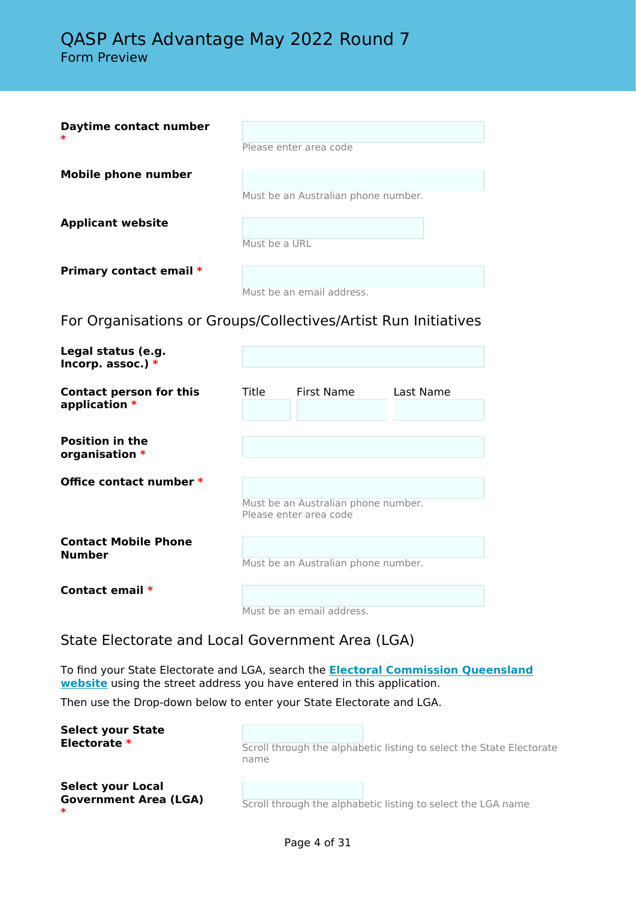# QASP Arts Advantage May 2022 Round 7

Form Preview

**Daytime contact number** *

Please enter area code

**Mobile phone number**

Must be an Australian phone number.

**Applicant website**

Must be a URL

**Primary contact email** *

Must be an email address.

## For Organisations or Groups/Collectives/Artist Run Initiatives

**Legal status (e.g. Incorp. assoc.)** *

**Contact person for this application** *

Title | First Name | Last Name

**Position in the organisation** *

**Office contact number** *

Must be an Australian phone number.
Please enter area code

**Contact Mobile Phone Number**

Must be an Australian phone number.

**Contact email** *

Must be an email address.

## State Electorate and Local Government Area (LGA)

To find your State Electorate and LGA, search the **Electoral Commission Queensland website** using the street address you have entered in this application.

Then use the Drop-down below to enter your State Electorate and LGA.

**Select your State Electorate** *

Scroll through the alphabetic listing to select the State Electorate name

**Select your Local Government Area (LGA)** *

Scroll through the alphabetic listing to select the LGA name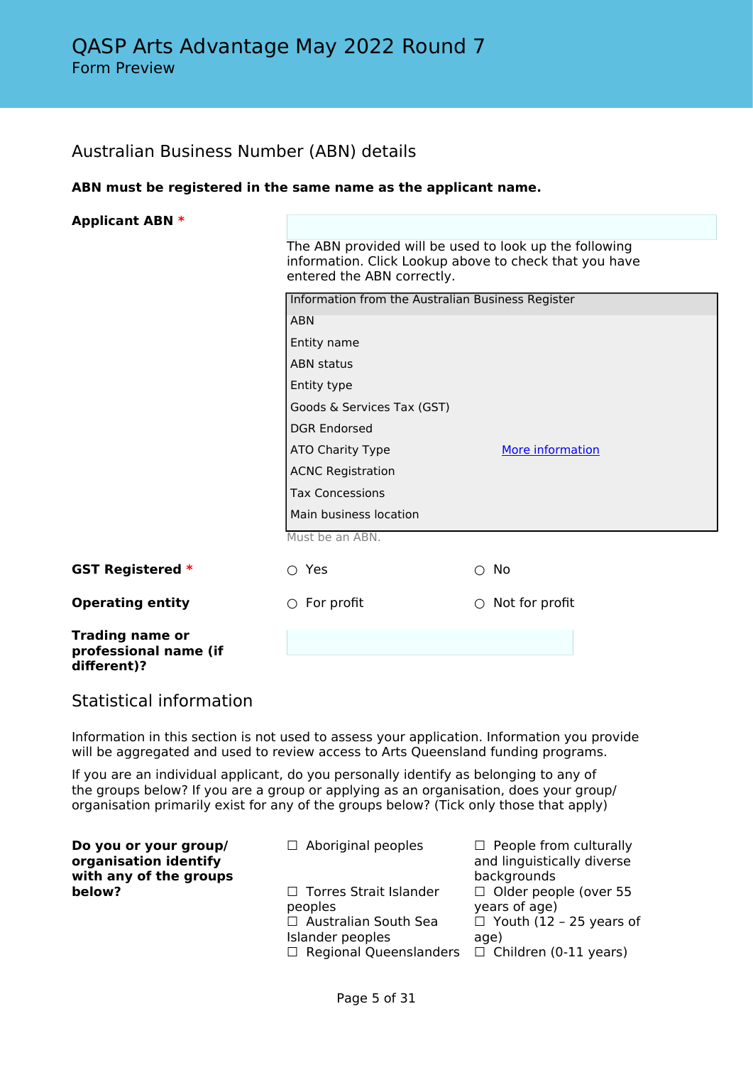# QASP Arts Advantage May 2022 Round 7

Form Preview

## Australian Business Number (ABN) details

**ABN must be registered in the same name as the applicant name.**

**Applicant ABN** *

The ABN provided will be used to look up the following information. Click Lookup above to check that you have entered the ABN correctly.

| Information from the Australian Business Register | |
|---|---|
| ABN | |
| Entity name | |
| ABN status | |
| Entity type | |
| Goods & Services Tax (GST) | |
| DGR Endorsed | |
| ATO Charity Type | More information |
| ACNC Registration | |
| Tax Concessions | |
| Main business location | |

Must be an ABN.

**GST Registered** *

○ Yes ○ No

**Operating entity**

○ For profit ○ Not for profit

**Trading name or professional name (if different)?**

## Statistical information

Information in this section is not used to assess your application. Information you provide will be aggregated and used to review access to Arts Queensland funding programs.

If you are an individual applicant, do you personally identify as belonging to any of the groups below? If you are a group or applying as an organisation, does your group/organisation primarily exist for any of the groups below? (Tick only those that apply)

**Do you or your group/organisation identify with any of the groups below?**

- ☐ Aboriginal peoples
- ☐ Torres Strait Islander peoples
- ☐ Australian South Sea Islander peoples
- ☐ Regional Queenslanders
- ☐ People from culturally and linguistically diverse backgrounds
- ☐ Older people (over 55 years of age)
- ☐ Youth (12 – 25 years of age)
- ☐ Children (0-11 years)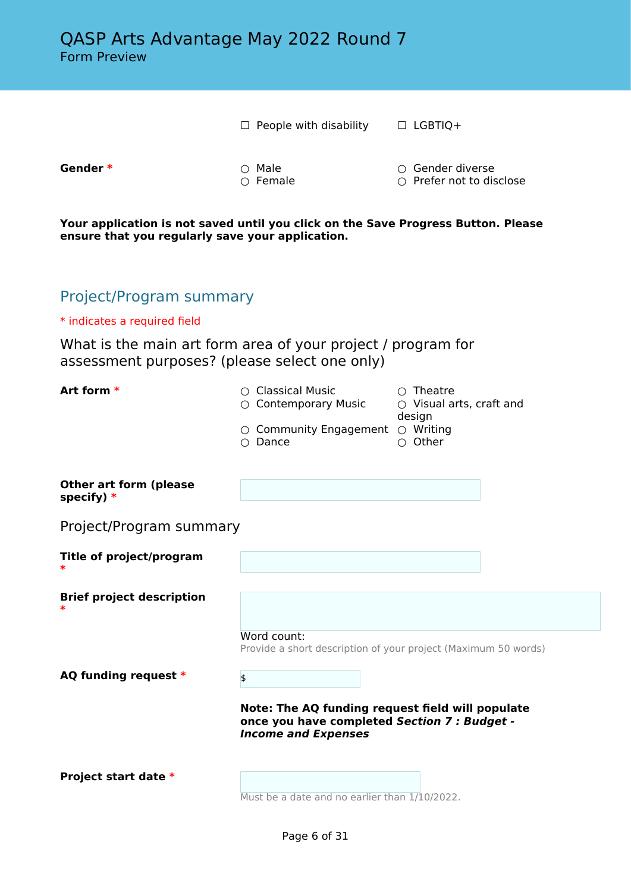☐ People with disability ☐ LGBTIQ+

**Gender** *

○ Male
○ Female
○ Gender diverse
○ Prefer not to disclose

**Your application is not saved until you click on the Save Progress Button. Please ensure that you regularly save your application.**

## Project/Program summary

* indicates a required field

### What is the main art form area of your project / program for assessment purposes? (please select one only)

**Art form** *

○ Classical Music
○ Contemporary Music
○ Community Engagement
○ Dance
○ Theatre
○ Visual arts, craft and design
○ Writing
○ Other

**Other art form (please specify)** *

### Project/Program summary

**Title of project/program** *

**Brief project description** *

Word count:
Provide a short description of your project (Maximum 50 words)

**AQ funding request** *

$

**Note: The AQ funding request field will populate once you have completed *Section 7 : Budget - Income and Expenses***

**Project start date** *

Must be a date and no earlier than 1/10/2022.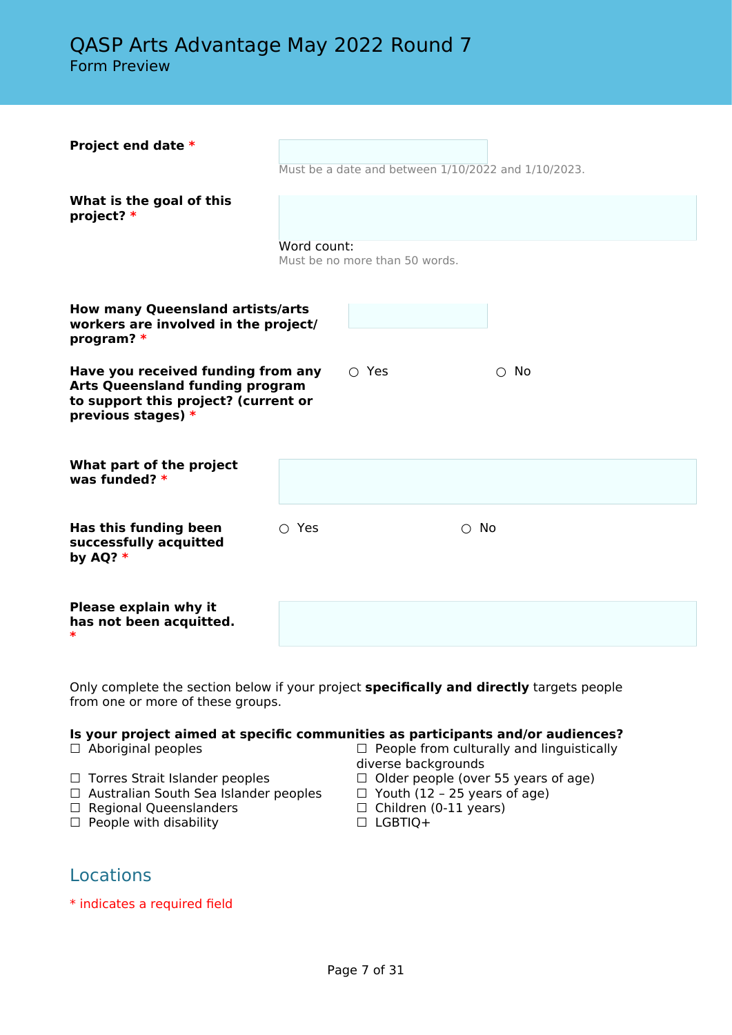# QASP Arts Advantage May 2022 Round 7

Form Preview

**Project end date** *

Must be a date and between 1/10/2022 and 1/10/2023.

**What is the goal of this project?** *

Word count:

Must be no more than 50 words.

**How many Queensland artists/arts workers are involved in the project/ program?** *

**Have you received funding from any Arts Queensland funding program to support this project? (current or previous stages)** *

○ Yes ○ No

**What part of the project was funded?** *

**Has this funding been successfully acquitted by AQ?** *

○ Yes ○ No

**Please explain why it has not been acquitted.** *

Only complete the section below if your project **specifically and directly** targets people from one or more of these groups.

**Is your project aimed at specific communities as participants and/or audiences?**

- ☐ Aboriginal peoples
- ☐ Torres Strait Islander peoples
- ☐ Australian South Sea Islander peoples
- ☐ Regional Queenslanders
- ☐ People with disability
- ☐ People from culturally and linguistically diverse backgrounds
- ☐ Older people (over 55 years of age)
- ☐ Youth (12 – 25 years of age)
- ☐ Children (0-11 years)
- ☐ LGBTIQ+

## Locations

* indicates a required field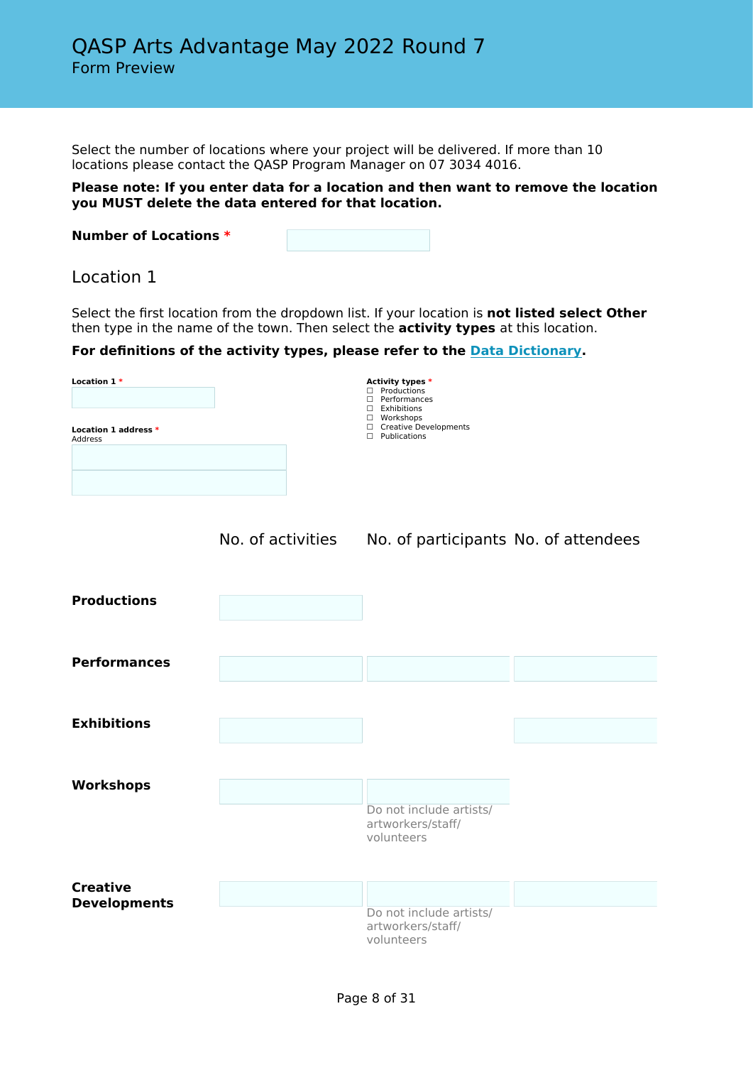# QASP Arts Advantage May 2022 Round 7

Form Preview

Select the number of locations where your project will be delivered. If more than 10 locations please contact the QASP Program Manager on 07 3034 4016.

**Please note: If you enter data for a location and then want to remove the location you MUST delete the data entered for that location.**

**Number of Locations** *

## Location 1

Select the first location from the dropdown list. If your location is **not listed select Other** then type in the name of the town. Then select the **activity types** at this location.

**For definitions of the activity types, please refer to the Data Dictionary.**

**Location 1** *

**Location 1 address** *
Address

**Activity types** *
- ☐ Productions
- ☐ Performances
- ☐ Exhibitions
- ☐ Workshops
- ☐ Creative Developments
- ☐ Publications

| | No. of activities | No. of participants | No. of attendees |
|---|---|---|---|
| **Productions** | | | |
| **Performances** | | | |
| **Exhibitions** | | | |
| **Workshops** | | Do not include artists/ artworkers/staff/ volunteers | |
| **Creative Developments** | | Do not include artists/ artworkers/staff/ volunteers | |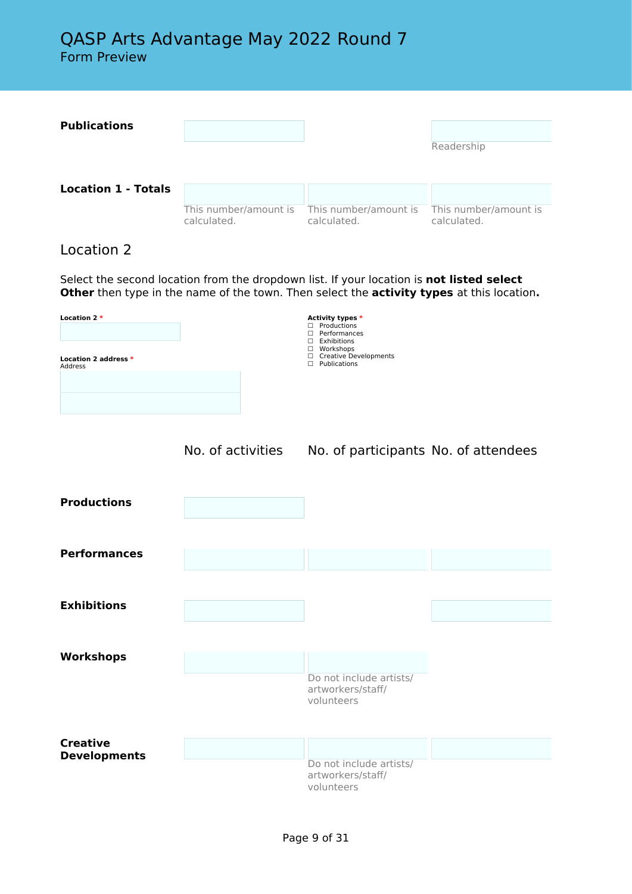| | | | |
|---|---|---|---|
| **Publications** | | | Readership |
| **Location 1 - Totals** | This number/amount is calculated. | This number/amount is calculated. | This number/amount is calculated. |

## Location 2

Select the second location from the dropdown list. If your location is **not listed select Other** then type in the name of the town. Then select the **activity types** at this location**.**

**Location 2** *

**Location 2 address** *
Address

**Activity types** *
- ☐ Productions
- ☐ Performances
- ☐ Exhibitions
- ☐ Workshops
- ☐ Creative Developments
- ☐ Publications

| | No. of activities | No. of participants | No. of attendees |
|---|---|---|---|
| **Productions** | | | |
| **Performances** | | | |
| **Exhibitions** | | | |
| **Workshops** | | Do not include artists/ artworkers/staff/ volunteers | |
| **Creative Developments** | | Do not include artists/ artworkers/staff/ volunteers | |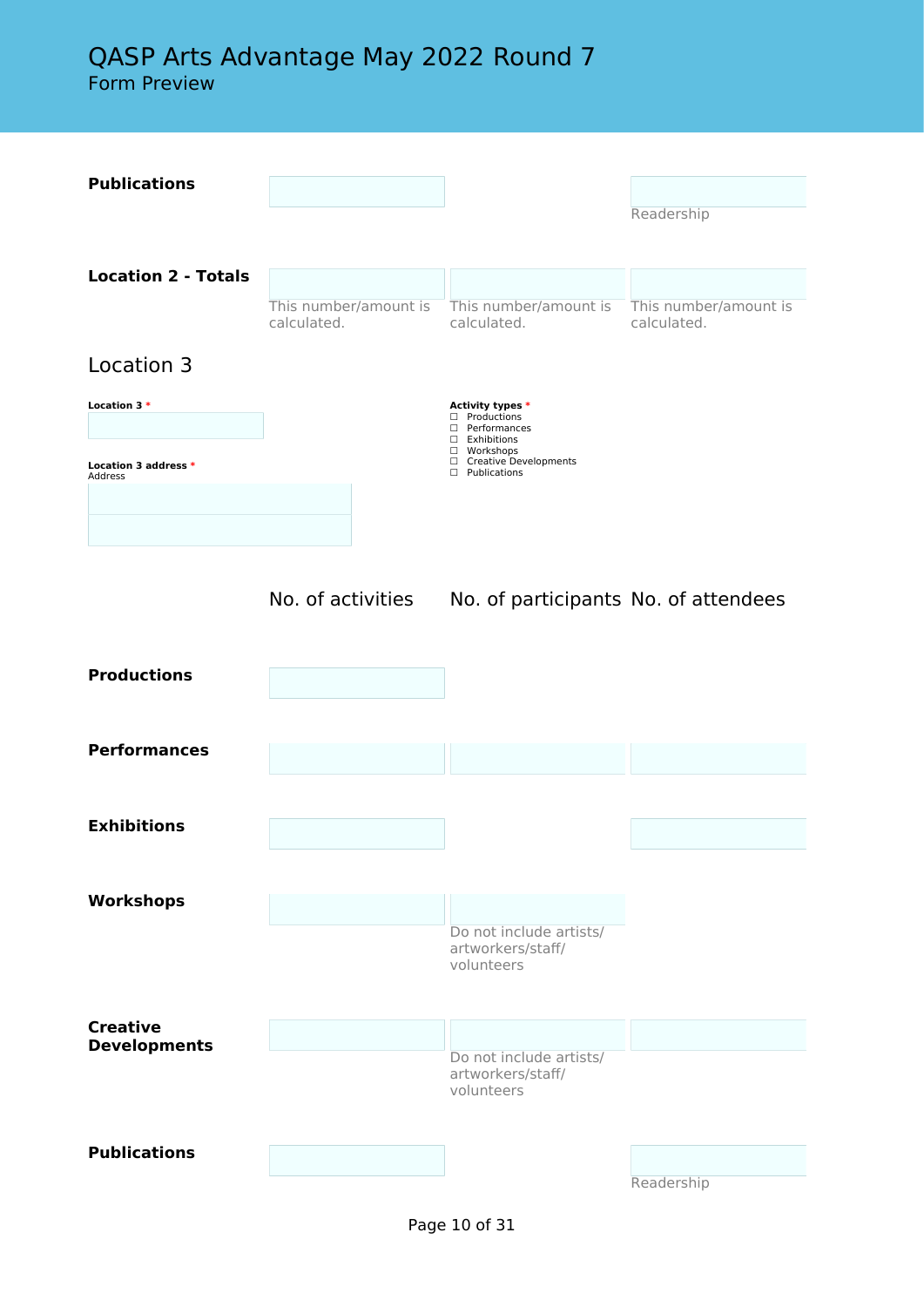# QASP Arts Advantage May 2022 Round 7
Form Preview

| | | | |
|---|---|---|---|
| **Publications** | | | Readership |
| **Location 2 - Totals** | This number/amount is calculated. | This number/amount is calculated. | This number/amount is calculated. |

## Location 3

**Location 3** *

**Location 3 address** *
Address

**Activity types** *

- ☐ Productions
- ☐ Performances
- ☐ Exhibitions
- ☐ Workshops
- ☐ Creative Developments
- ☐ Publications

| | No. of activities | No. of participants | No. of attendees |
|---|---|---|---|
| **Productions** | | | |
| **Performances** | | | |
| **Exhibitions** | | | |
| **Workshops** | | Do not include artists/ artworkers/staff/ volunteers | |
| **Creative Developments** | | Do not include artists/ artworkers/staff/ volunteers | |
| **Publications** | | | Readership |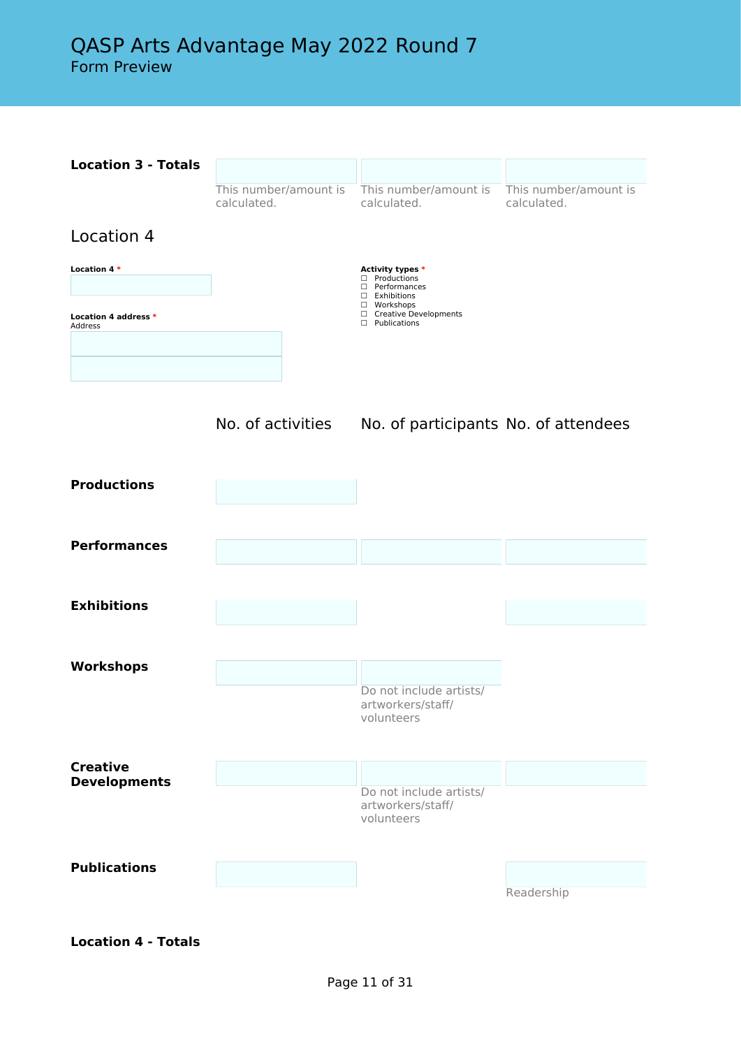# QASP Arts Advantage May 2022 Round 7

Form Preview

| **Location 3 - Totals** | This number/amount is calculated. | This number/amount is calculated. | This number/amount is calculated. |
|---|---|---|---|

## Location 4

**Location 4** *

**Location 4 address** *
Address

**Activity types** *
- ☐ Productions
- ☐ Performances
- ☐ Exhibitions
- ☐ Workshops
- ☐ Creative Developments
- ☐ Publications

| | No. of activities | No. of participants | No. of attendees |
|---|---|---|---|
| **Productions** | | | |
| **Performances** | | | |
| **Exhibitions** | | | |
| **Workshops** | | Do not include artists/ artworkers/staff/ volunteers | |
| **Creative Developments** | | Do not include artists/ artworkers/staff/ volunteers | |
| **Publications** | | | Readership |

**Location 4 - Totals**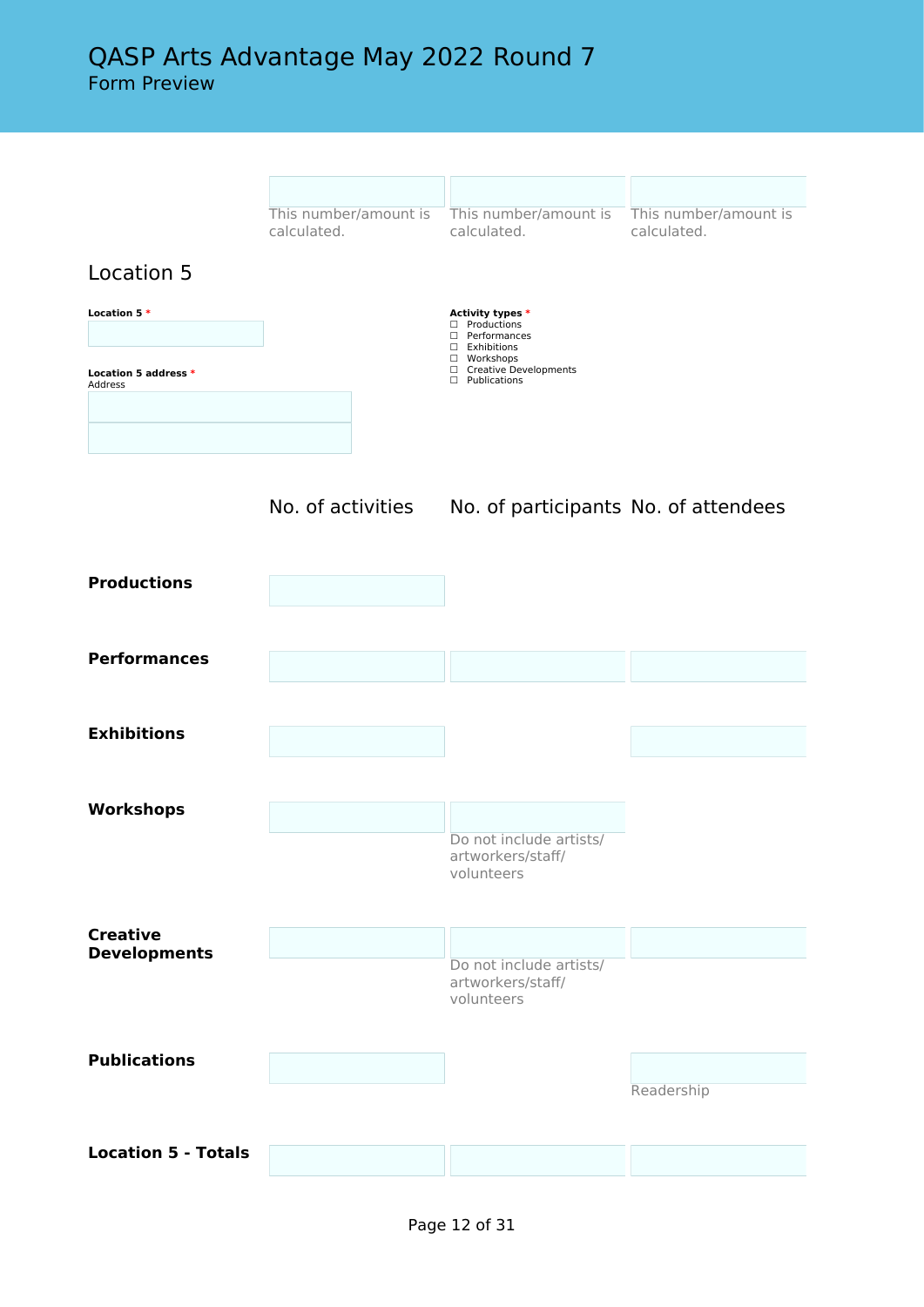| | | | |
|---|---|---|---|
| | This number/amount is calculated. | This number/amount is calculated. | This number/amount is calculated. |

## Location 5

**Location 5** *

**Location 5 address** *
Address

**Activity types** *
- ☐ Productions
- ☐ Performances
- ☐ Exhibitions
- ☐ Workshops
- ☐ Creative Developments
- ☐ Publications

| | No. of activities | No. of participants | No. of attendees |
|---|---|---|---|
| **Productions** | | | |
| **Performances** | | | |
| **Exhibitions** | | | |
| **Workshops** | | Do not include artists/ artworkers/staff/ volunteers | |
| **Creative Developments** | | Do not include artists/ artworkers/staff/ volunteers | |
| **Publications** | | | Readership |
| **Location 5 - Totals** | | | |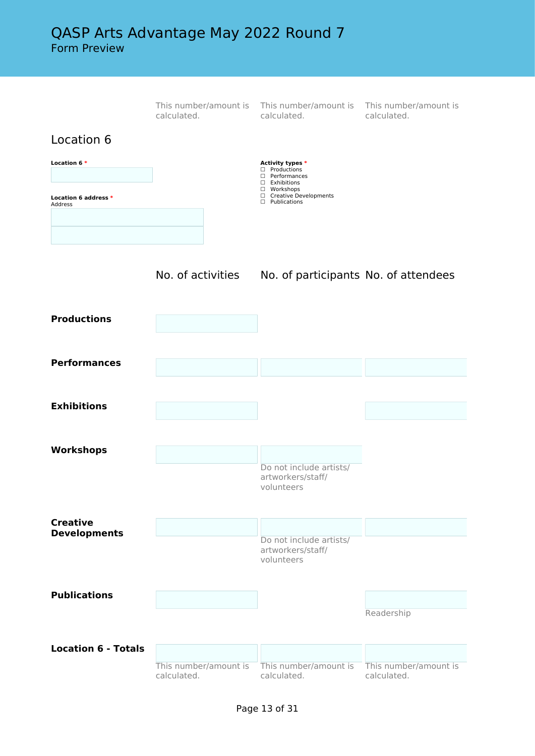QASP Arts Advantage May 2022 Round 7
Form Preview

| | This number/amount is calculated. | This number/amount is calculated. | This number/amount is calculated. |
|---|---|---|---|

## Location 6

**Location 6** *

**Location 6 address** *
Address

**Activity types** *
- ☐ Productions
- ☐ Performances
- ☐ Exhibitions
- ☐ Workshops
- ☐ Creative Developments
- ☐ Publications

| | No. of activities | No. of participants | No. of attendees |
|---|---|---|---|
| **Productions** | | | |
| **Performances** | | | |
| **Exhibitions** | | | |
| **Workshops** | | Do not include artists/ artworkers/staff/ volunteers | |
| **Creative Developments** | | Do not include artists/ artworkers/staff/ volunteers | |
| **Publications** | | | Readership |
| **Location 6 - Totals** | This number/amount is calculated. | This number/amount is calculated. | This number/amount is calculated. |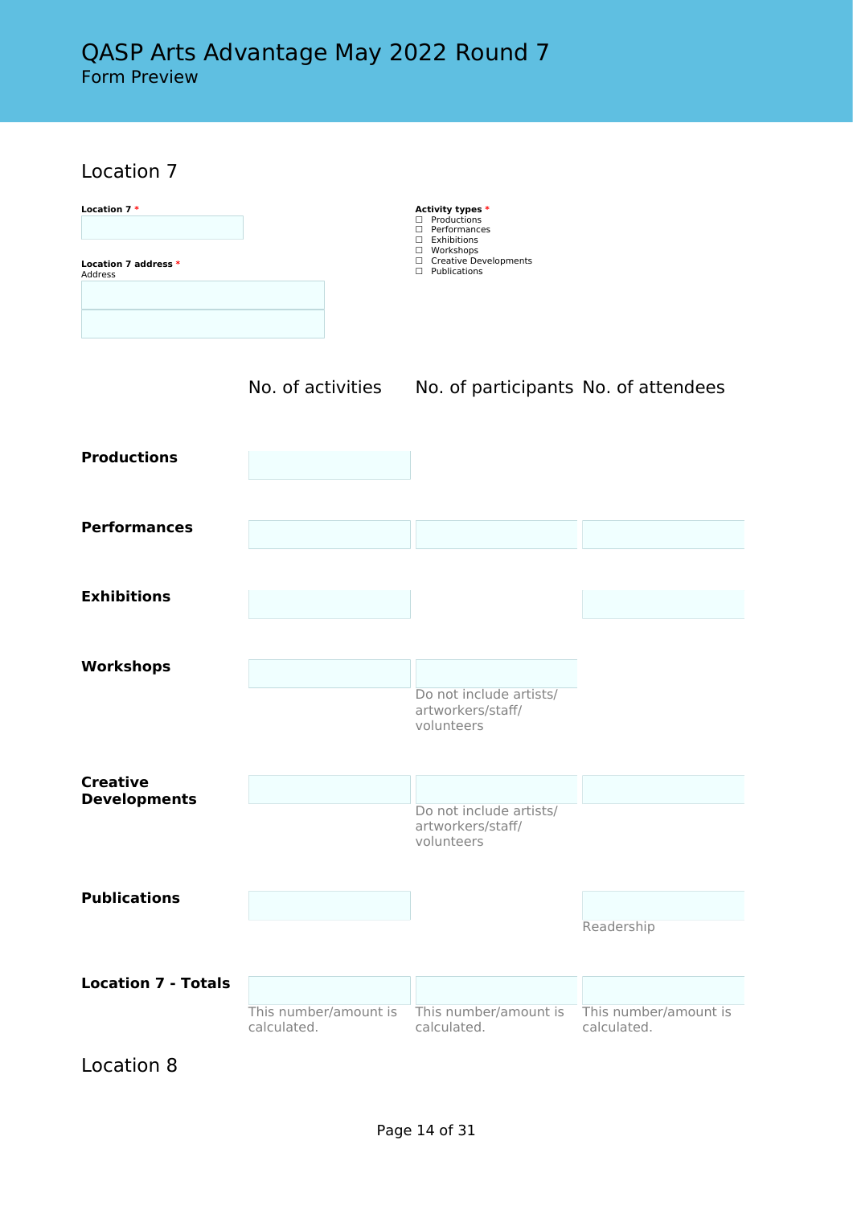# QASP Arts Advantage May 2022 Round 7

Form Preview

## Location 7

**Location 7** *

**Location 7 address** *
Address

**Activity types** *
- ☐ Productions
- ☐ Performances
- ☐ Exhibitions
- ☐ Workshops
- ☐ Creative Developments
- ☐ Publications

| | No. of activities | No. of participants | No. of attendees |
|---|---|---|---|
| **Productions** | | | |
| **Performances** | | | |
| **Exhibitions** | | | |
| **Workshops** | | Do not include artists/ artworkers/staff/ volunteers | |
| **Creative Developments** | | Do not include artists/ artworkers/staff/ volunteers | |
| **Publications** | | | Readership |
| **Location 7 - Totals** | This number/amount is calculated. | This number/amount is calculated. | This number/amount is calculated. |

## Location 8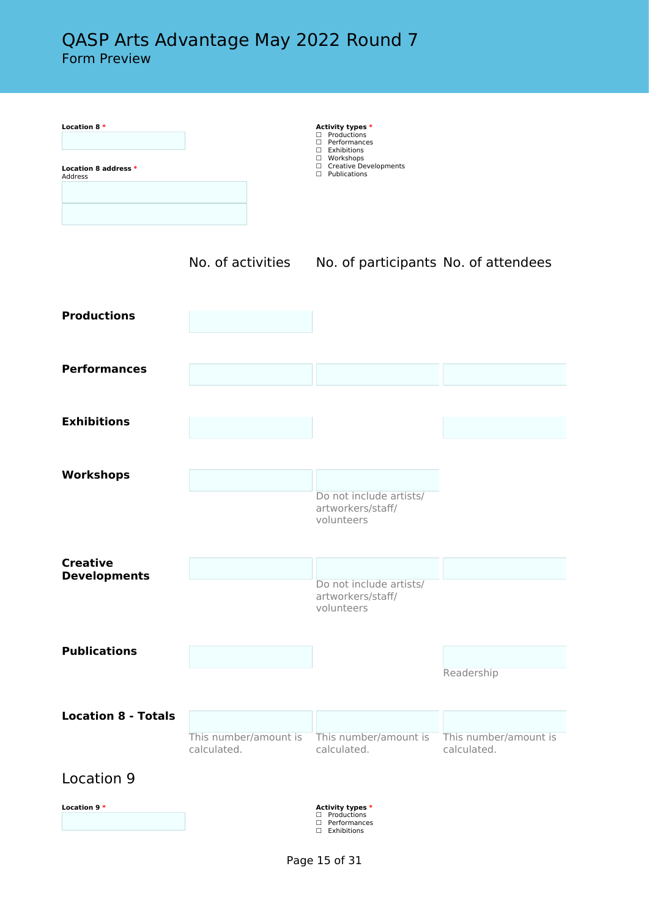# QASP Arts Advantage May 2022 Round 7

Form Preview

**Location 8** *

**Location 8 address** *
Address

**Activity types** *
- ☐ Productions
- ☐ Performances
- ☐ Exhibitions
- ☐ Workshops
- ☐ Creative Developments
- ☐ Publications

| | No. of activities | No. of participants | No. of attendees |
|---|---|---|---|
| **Productions** | | | |
| **Performances** | | | |
| **Exhibitions** | | | |
| **Workshops** | | Do not include artists/ artworkers/staff/ volunteers | |
| **Creative Developments** | | Do not include artists/ artworkers/staff/ volunteers | |
| **Publications** | | | Readership |
| **Location 8 - Totals** | This number/amount is calculated. | This number/amount is calculated. | This number/amount is calculated. |

## Location 9

**Location 9** *

**Activity types** *
- ☐ Productions
- ☐ Performances
- ☐ Exhibitions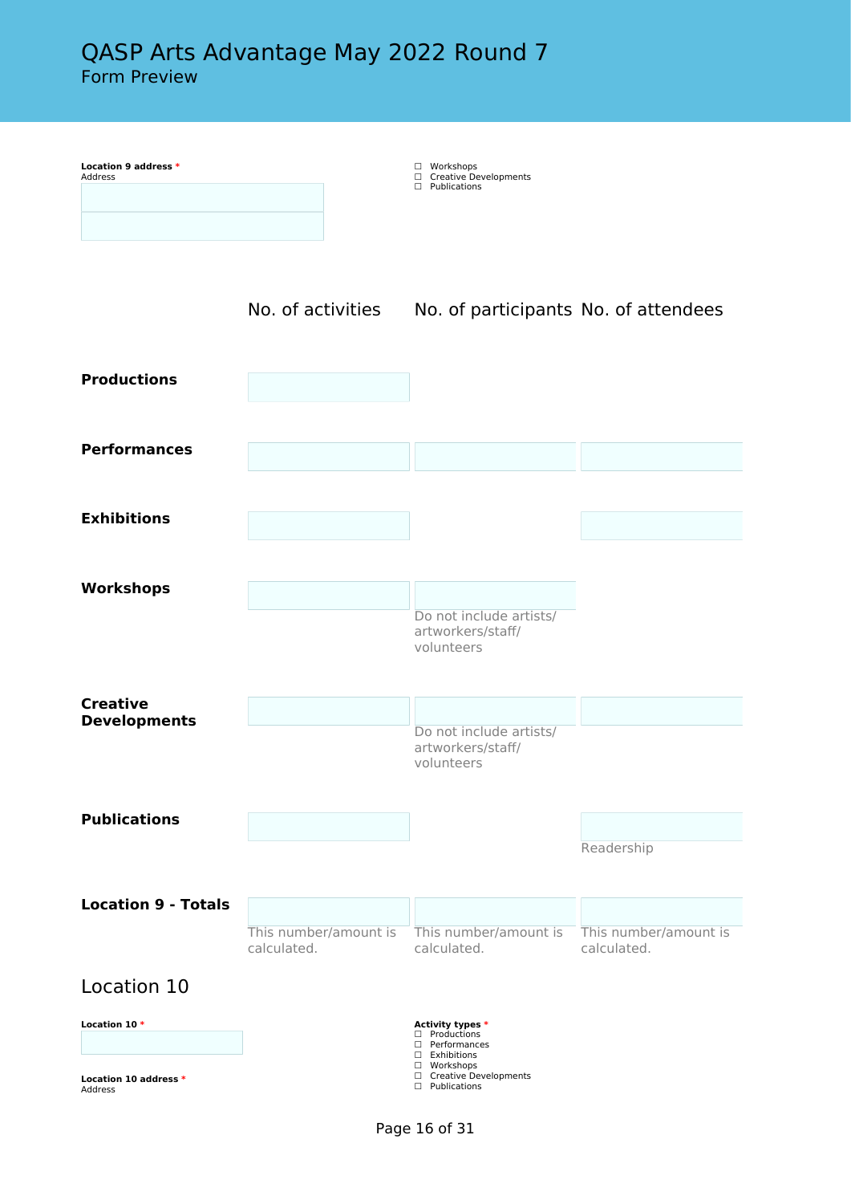# QASP Arts Advantage May 2022 Round 7
Form Preview

**Location 9 address** *
Address

☐ Workshops
☐ Creative Developments
☐ Publications

| | No. of activities | No. of participants | No. of attendees |
|---|---|---|---|
| **Productions** | | | |
| **Performances** | | | |
| **Exhibitions** | | | |
| **Workshops** | | Do not include artists/ artworkers/staff/ volunteers | |
| **Creative Developments** | | Do not include artists/ artworkers/staff/ volunteers | |
| **Publications** | | | Readership |
| **Location 9 - Totals** | This number/amount is calculated. | This number/amount is calculated. | This number/amount is calculated. |

## Location 10

**Location 10** *

**Location 10 address** *
Address

**Activity types** *
☐ Productions
☐ Performances
☐ Exhibitions
☐ Workshops
☐ Creative Developments
☐ Publications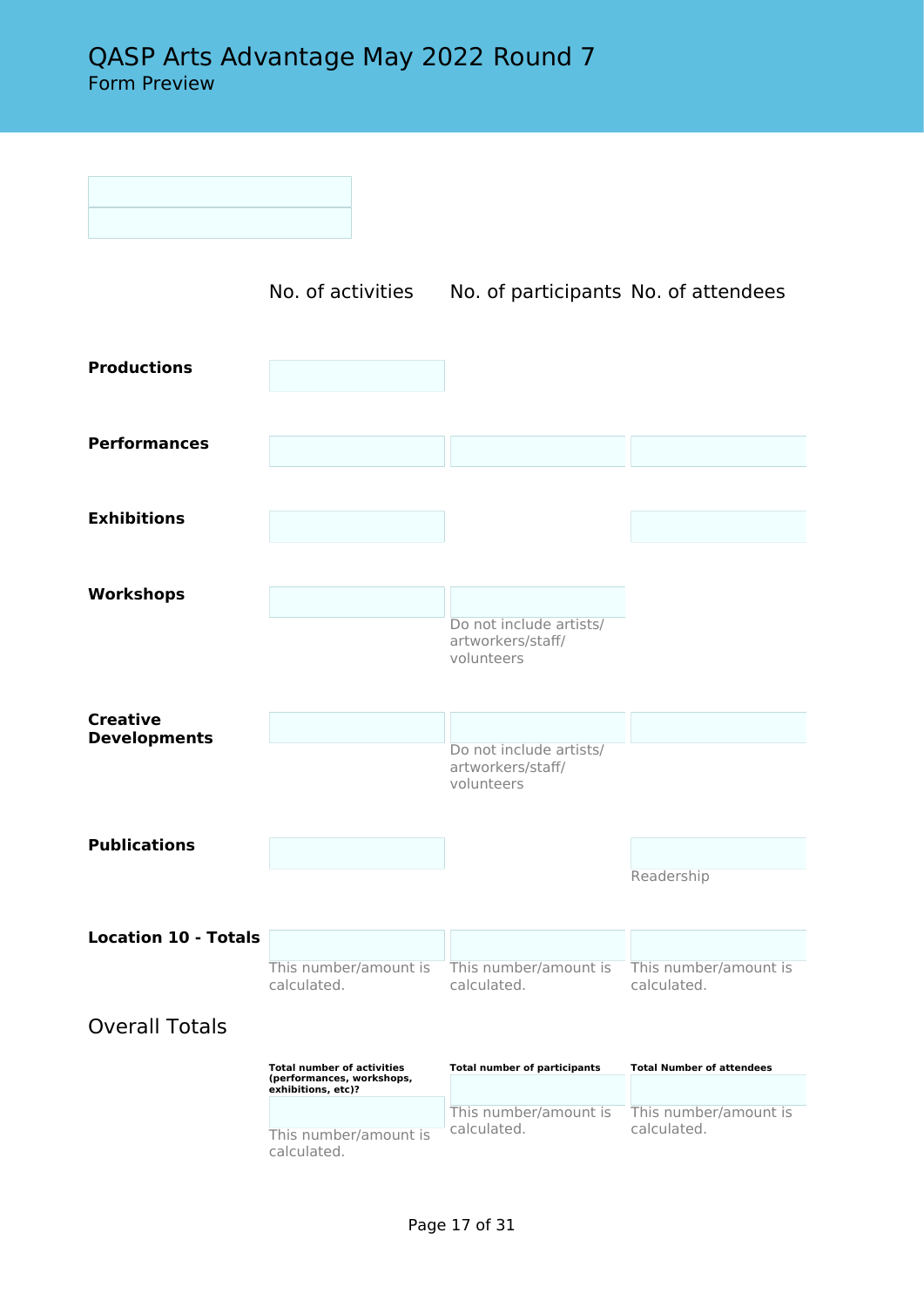| | No. of activities | No. of participants | No. of attendees |
|---|---|---|---|
| **Productions** | | | |
| **Performances** | | | |
| **Exhibitions** | | | |
| **Workshops** | | Do not include artists/ artworkers/staff/ volunteers | |
| **Creative Developments** | | Do not include artists/ artworkers/staff/ volunteers | |
| **Publications** | | | Readership |
| **Location 10 - Totals** | This number/amount is calculated. | This number/amount is calculated. | This number/amount is calculated. |

## Overall Totals

| Total number of activities (performances, workshops, exhibitions, etc)? | Total number of participants | Total Number of attendees |
|---|---|---|
| This number/amount is calculated. | This number/amount is calculated. | This number/amount is calculated. |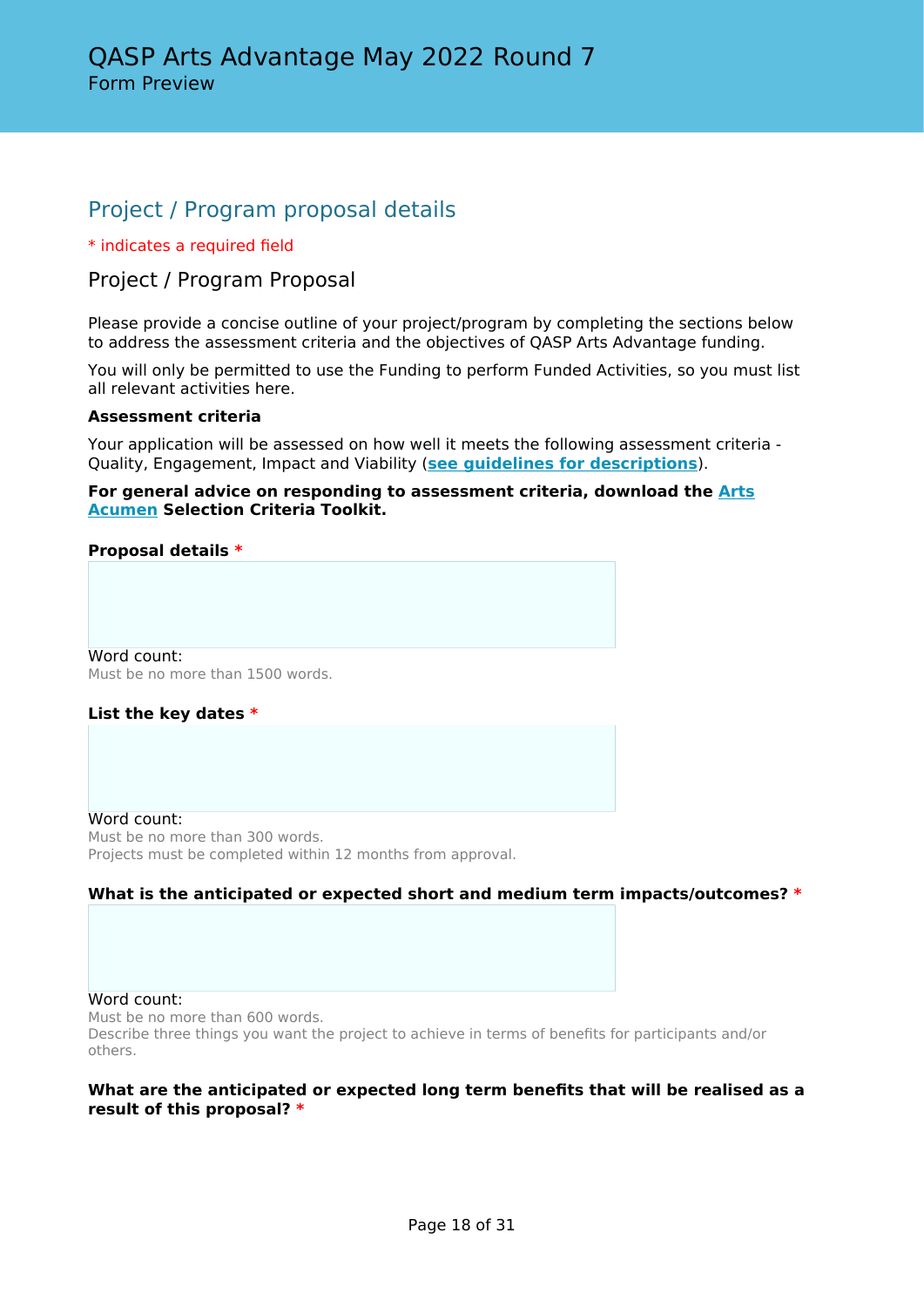# QASP Arts Advantage May 2022 Round 7

Form Preview

## Project / Program proposal details

* indicates a required field

### Project / Program Proposal

Please provide a concise outline of your project/program by completing the sections below to address the assessment criteria and the objectives of QASP Arts Advantage funding.

You will only be permitted to use the Funding to perform Funded Activities, so you must list all relevant activities here.

**Assessment criteria**

Your application will be assessed on how well it meets the following assessment criteria - Quality, Engagement, Impact and Viability (**see guidelines for descriptions**).

**For general advice on responding to assessment criteria, download the Arts Acumen Selection Criteria Toolkit.**

**Proposal details ***

Word count:
Must be no more than 1500 words.

**List the key dates ***

Word count:
Must be no more than 300 words.
Projects must be completed within 12 months from approval.

**What is the anticipated or expected short and medium term impacts/outcomes? ***

Word count:
Must be no more than 600 words.
Describe three things you want the project to achieve in terms of benefits for participants and/or others.

**What are the anticipated or expected long term benefits that will be realised as a result of this proposal? ***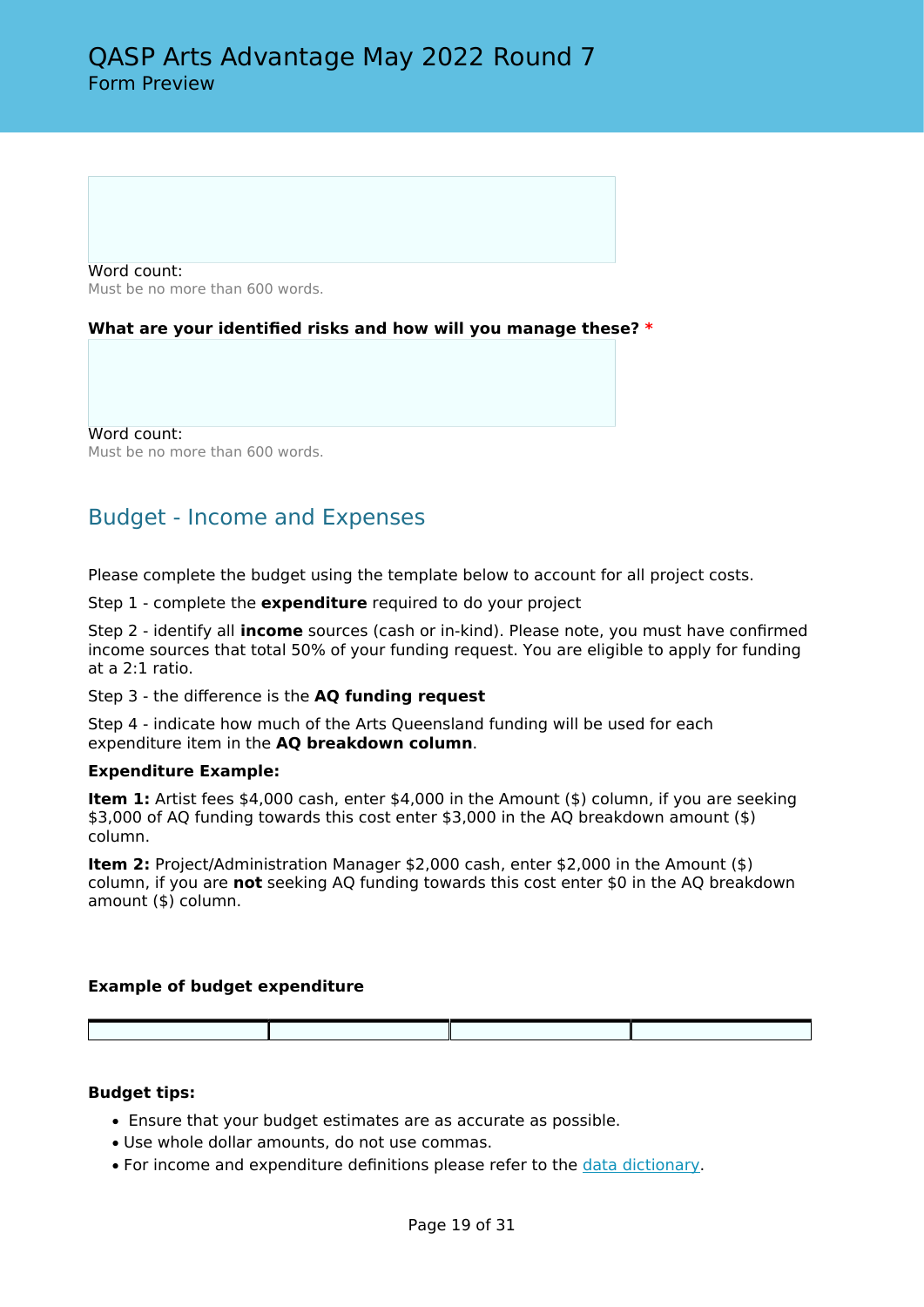Word count:
Must be no more than 600 words.

**What are your identified risks and how will you manage these?** *

Word count:
Must be no more than 600 words.

## Budget - Income and Expenses

Please complete the budget using the template below to account for all project costs.

Step 1 - complete the **expenditure** required to do your project

Step 2 - identify all **income** sources (cash or in-kind). Please note, you must have confirmed income sources that total 50% of your funding request. You are eligible to apply for funding at a 2:1 ratio.

Step 3 - the difference is the **AQ funding request**

Step 4 - indicate how much of the Arts Queensland funding will be used for each expenditure item in the **AQ breakdown column**.

**Expenditure Example:**

**Item 1:** Artist fees $4,000 cash, enter $4,000 in the Amount ($) column, if you are seeking $3,000 of AQ funding towards this cost enter $3,000 in the AQ breakdown amount ($) column.

**Item 2:** Project/Administration Manager $2,000 cash, enter $2,000 in the Amount ($) column, if you are **not** seeking AQ funding towards this cost enter $0 in the AQ breakdown amount ($) column.

**Example of budget expenditure**

| | | | |
|---|---|---|---|
| | | | |

**Budget tips:**

- Ensure that your budget estimates are as accurate as possible.
- Use whole dollar amounts, do not use commas.
- For income and expenditure definitions please refer to the data dictionary.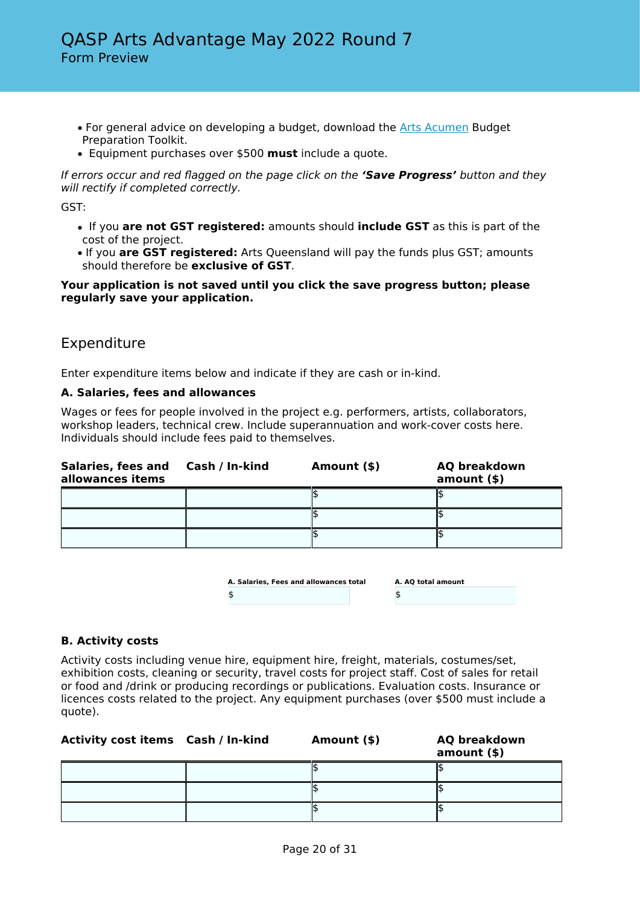- For general advice on developing a budget, download the [Arts Acumen]() Budget Preparation Toolkit.
- Equipment purchases over $500 **must** include a quote.

*If errors occur and red flagged on the page click on the **'Save Progress'** button and they will rectify if completed correctly.*

GST:

- If you **are not GST registered:** amounts should **include GST** as this is part of the cost of the project.
- If you **are GST registered:** Arts Queensland will pay the funds plus GST; amounts should therefore be **exclusive of GST**.

**Your application is not saved until you click the save progress button; please regularly save your application.**

## Expenditure

Enter expenditure items below and indicate if they are cash or in-kind.

### A. Salaries, fees and allowances

Wages or fees for people involved in the project e.g. performers, artists, collaborators, workshop leaders, technical crew. Include superannuation and work-cover costs here. Individuals should include fees paid to themselves.

| Salaries, fees and allowances items | Cash / In-kind | Amount ($) | AQ breakdown amount ($) |
|---|---|---|---|
| | | $ | $ |
| | | $ | $ |
| | | $ | $ |

| A. Salaries, Fees and allowances total | A. AQ total amount |
|---|---|
| $ | $ |

### B. Activity costs

Activity costs including venue hire, equipment hire, freight, materials, costumes/set, exhibition costs, cleaning or security, travel costs for project staff. Cost of sales for retail or food and /drink or producing recordings or publications. Evaluation costs. Insurance or licences costs related to the project. Any equipment purchases (over $500 must include a quote).

| Activity cost items | Cash / In-kind | Amount ($) | AQ breakdown amount ($) |
|---|---|---|---|
| | | $ | $ |
| | | $ | $ |
| | | $ | $ |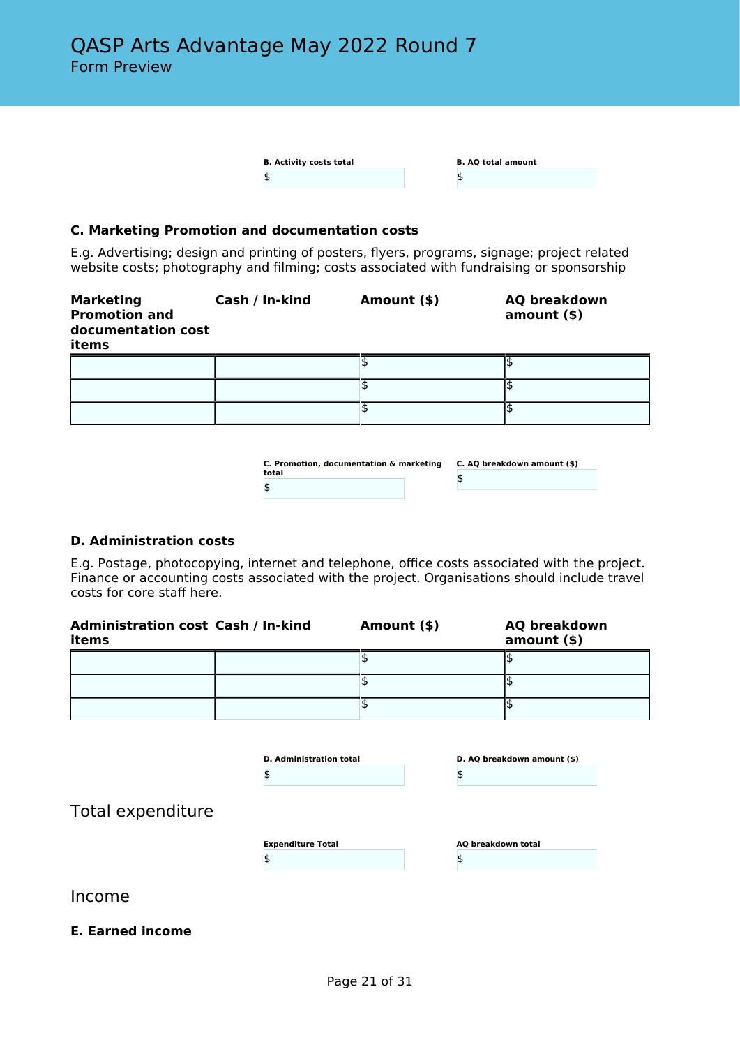# QASP Arts Advantage May 2022 Round 7

Form Preview

**B. Activity costs total**
$

**B. AQ total amount**
$

### C. Marketing Promotion and documentation costs

E.g. Advertising; design and printing of posters, flyers, programs, signage; project related website costs; photography and filming; costs associated with fundraising or sponsorship

| Marketing Promotion and documentation cost items | Cash / In-kind | Amount ($) | AQ breakdown amount ($) |
|---|---|---|---|
| | | $ | $ |
| | | $ | $ |
| | | $ | $ |

**C. Promotion, documentation & marketing total**
$

**C. AQ breakdown amount ($)**
$

### D. Administration costs

E.g. Postage, photocopying, internet and telephone, office costs associated with the project. Finance or accounting costs associated with the project. Organisations should include travel costs for core staff here.

| Administration cost items | Cash / In-kind | Amount ($) | AQ breakdown amount ($) |
|---|---|---|---|
| | | $ | $ |
| | | $ | $ |
| | | $ | $ |

**D. Administration total**
$

**D. AQ breakdown amount ($)**
$

## Total expenditure

**Expenditure Total**
$

**AQ breakdown total**
$

## Income

### E. Earned income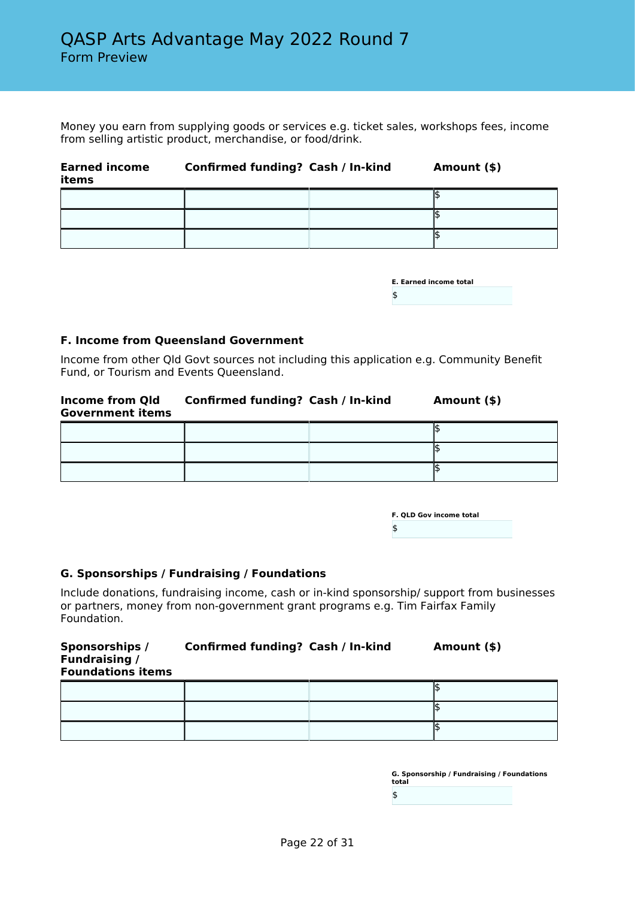Money you earn from supplying goods or services e.g. ticket sales, workshops fees, income from selling artistic product, merchandise, or food/drink.

| Earned income items | Confirmed funding? | Cash / In-kind | Amount ($) |
|---|---|---|---|
| | | | $ |
| | | | $ |
| | | | $ |

**E. Earned income total**

$

### F. Income from Queensland Government

Income from other Qld Govt sources not including this application e.g. Community Benefit Fund, or Tourism and Events Queensland.

| Income from Qld Government items | Confirmed funding? | Cash / In-kind | Amount ($) |
|---|---|---|---|
| | | | $ |
| | | | $ |
| | | | $ |

**F. QLD Gov income total**

$

### G. Sponsorships / Fundraising / Foundations

Include donations, fundraising income, cash or in-kind sponsorship/ support from businesses or partners, money from non-government grant programs e.g. Tim Fairfax Family Foundation.

| Sponsorships / Fundraising / Foundations items | Confirmed funding? | Cash / In-kind | Amount ($) |
|---|---|---|---|
| | | | $ |
| | | | $ |
| | | | $ |

**G. Sponsorship / Fundraising / Foundations total**

$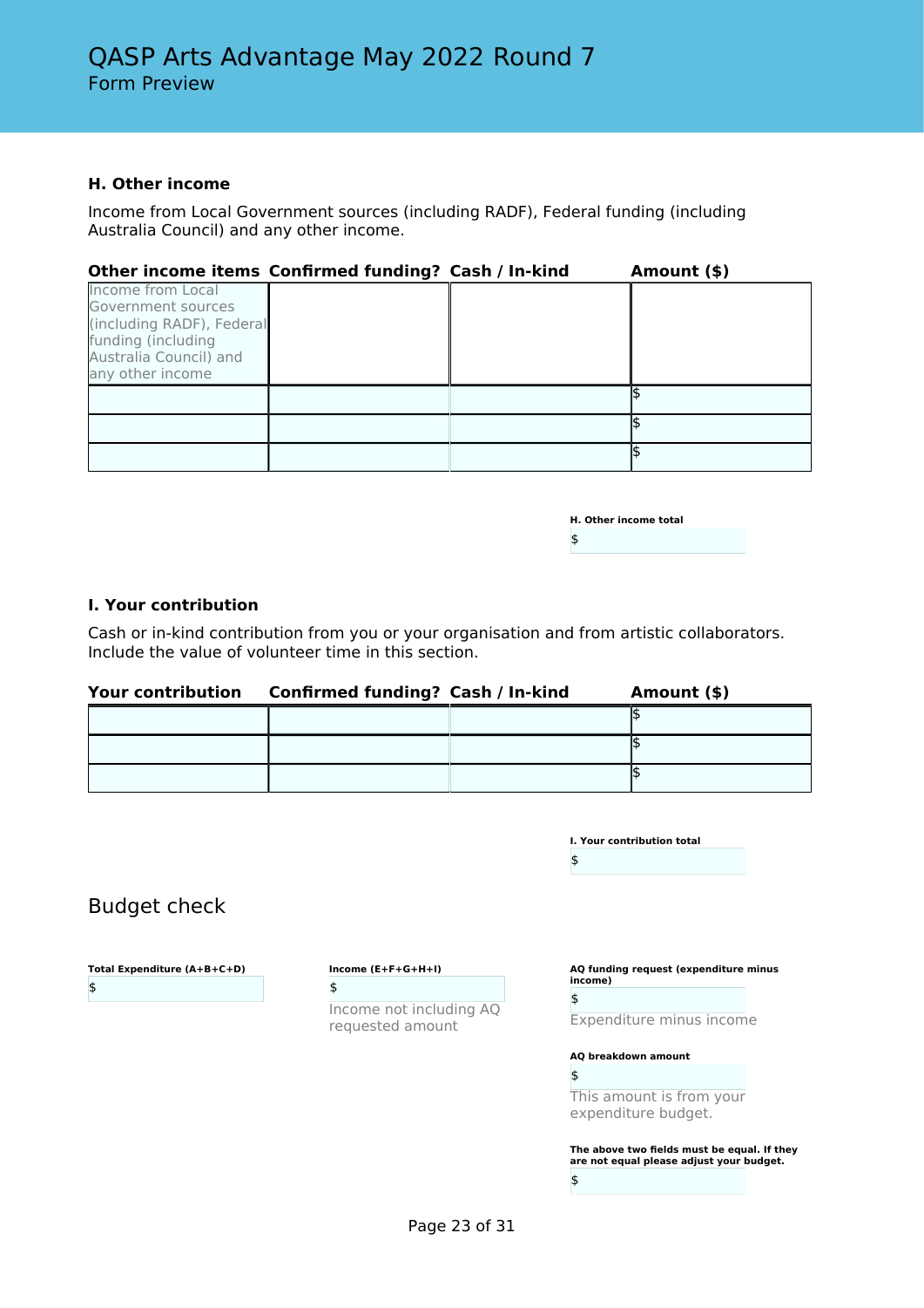# QASP Arts Advantage May 2022 Round 7

Form Preview

### H. Other income

Income from Local Government sources (including RADF), Federal funding (including Australia Council) and any other income.

| Other income items | Confirmed funding? | Cash / In-kind | Amount ($) |
|---|---|---|---|
| Income from Local Government sources (including RADF), Federal funding (including Australia Council) and any other income | | | |
| | | | $ |
| | | | $ |
| | | | $ |

**H. Other income total**

$

### I. Your contribution

Cash or in-kind contribution from you or your organisation and from artistic collaborators. Include the value of volunteer time in this section.

| Your contribution | Confirmed funding? | Cash / In-kind | Amount ($) |
|---|---|---|---|
| | | | $ |
| | | | $ |
| | | | $ |

**I. Your contribution total**

$

## Budget check

**Total Expenditure (A+B+C+D)**

$

**Income (E+F+G+H+I)**

$

Income not including AQ requested amount

**AQ funding request (expenditure minus income)**

$

Expenditure minus income

**AQ breakdown amount**

$

This amount is from your expenditure budget.

**The above two fields must be equal. If they are not equal please adjust your budget.**

$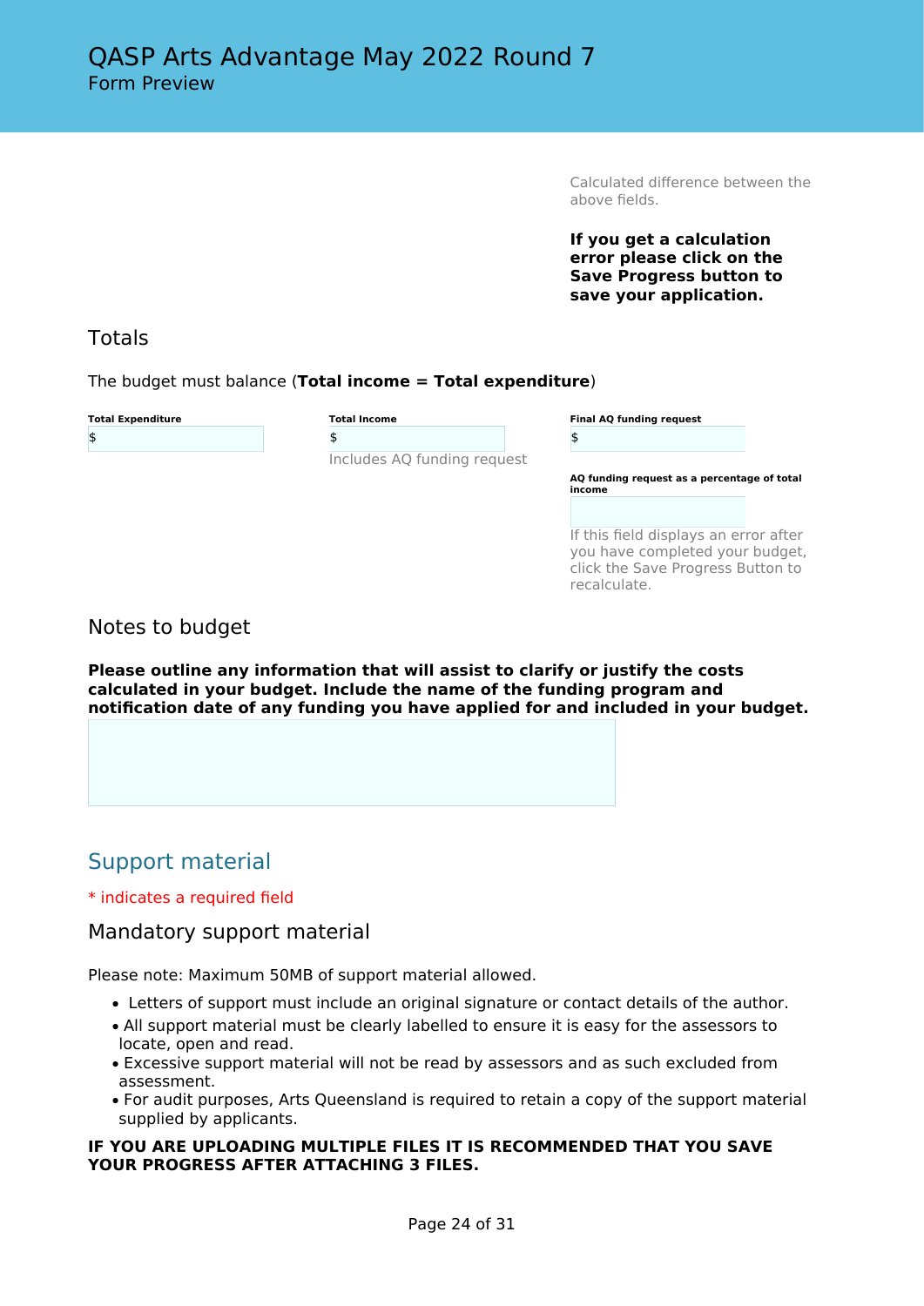Calculated difference between the above fields.

**If you get a calculation error please click on the Save Progress button to save your application.**

### Totals

The budget must balance (**Total income = Total expenditure**)

**Total Expenditure**
$

**Total Income**
$
Includes AQ funding request

**Final AQ funding request**
$

**AQ funding request as a percentage of total income**

If this field displays an error after you have completed your budget, click the Save Progress Button to recalculate.

### Notes to budget

**Please outline any information that will assist to clarify or justify the costs calculated in your budget. Include the name of the funding program and notification date of any funding you have applied for and included in your budget.**

## Support material

* indicates a required field

### Mandatory support material

Please note: Maximum 50MB of support material allowed.

- Letters of support must include an original signature or contact details of the author.
- All support material must be clearly labelled to ensure it is easy for the assessors to locate, open and read.
- Excessive support material will not be read by assessors and as such excluded from assessment.
- For audit purposes, Arts Queensland is required to retain a copy of the support material supplied by applicants.

**IF YOU ARE UPLOADING MULTIPLE FILES IT IS RECOMMENDED THAT YOU SAVE YOUR PROGRESS AFTER ATTACHING 3 FILES.**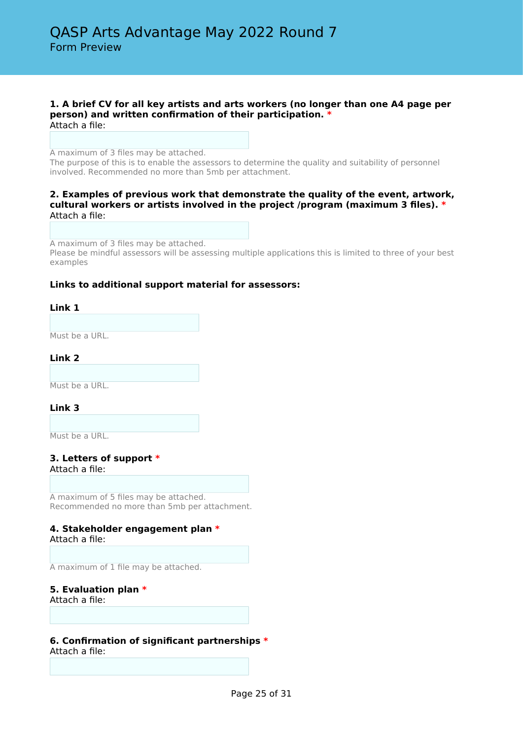# QASP Arts Advantage May 2022 Round 7

Form Preview

**1. A brief CV for all key artists and arts workers (no longer than one A4 page per person) and written confirmation of their participation. ***

Attach a file:

A maximum of 3 files may be attached.
The purpose of this is to enable the assessors to determine the quality and suitability of personnel involved. Recommended no more than 5mb per attachment.

**2. Examples of previous work that demonstrate the quality of the event, artwork, cultural workers or artists involved in the project /program (maximum 3 files). ***

Attach a file:

A maximum of 3 files may be attached.
Please be mindful assessors will be assessing multiple applications this is limited to three of your best examples

**Links to additional support material for assessors:**

**Link 1**

Must be a URL.

**Link 2**

Must be a URL.

**Link 3**

Must be a URL.

**3. Letters of support ***

Attach a file:

A maximum of 5 files may be attached.
Recommended no more than 5mb per attachment.

**4. Stakeholder engagement plan ***

Attach a file:

A maximum of 1 file may be attached.

**5. Evaluation plan ***

Attach a file:

**6. Confirmation of significant partnerships ***

Attach a file: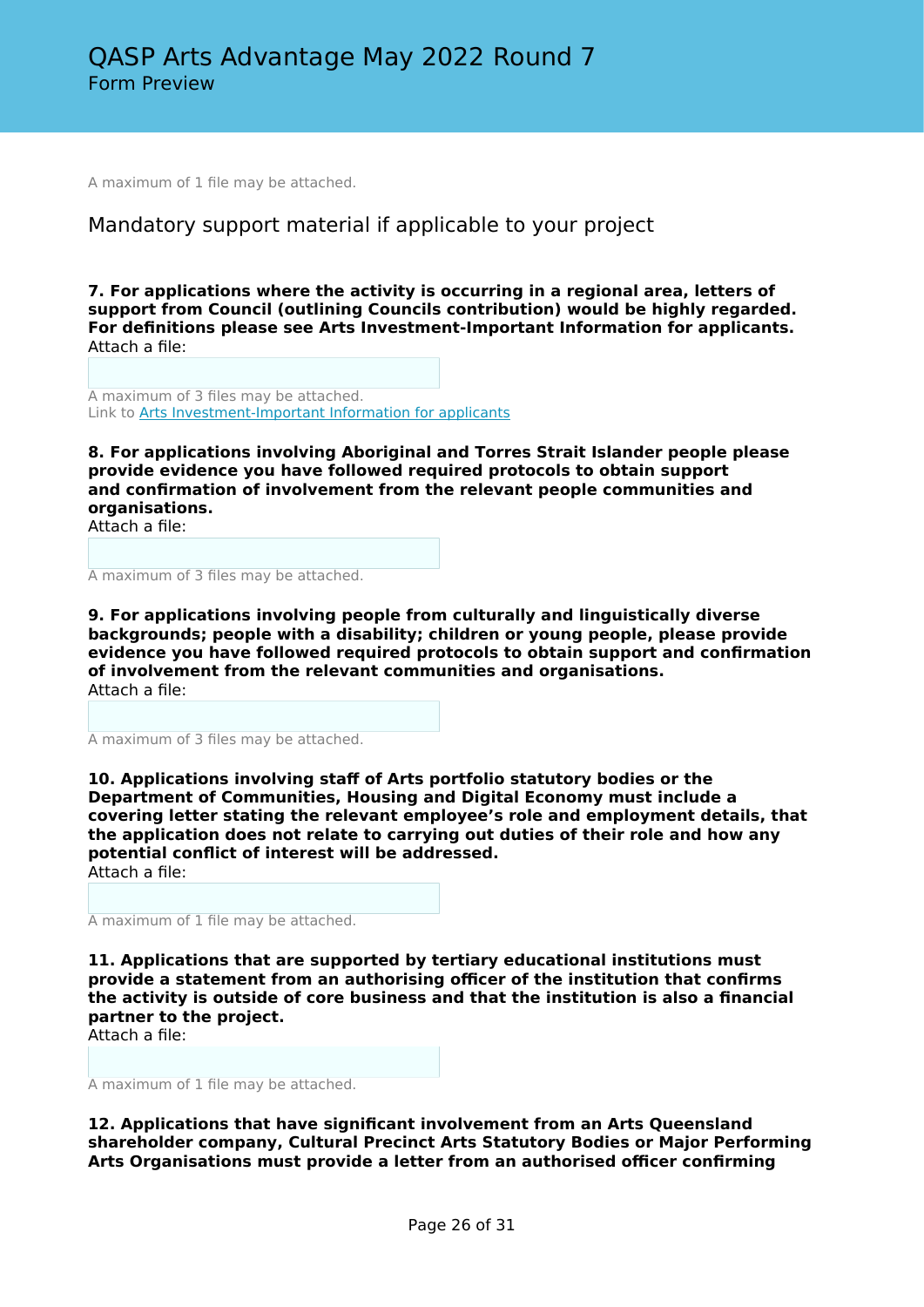A maximum of 1 file may be attached.

## Mandatory support material if applicable to your project

**7. For applications where the activity is occurring in a regional area, letters of support from Council (outlining Councils contribution) would be highly regarded. For definitions please see Arts Investment-Important Information for applicants.**
Attach a file:

A maximum of 3 files may be attached.
Link to [Arts Investment-Important Information for applicants]()

**8. For applications involving Aboriginal and Torres Strait Islander people please provide evidence you have followed required protocols to obtain support and confirmation of involvement from the relevant people communities and organisations.**
Attach a file:

A maximum of 3 files may be attached.

**9. For applications involving people from culturally and linguistically diverse backgrounds; people with a disability; children or young people, please provide evidence you have followed required protocols to obtain support and confirmation of involvement from the relevant communities and organisations.**
Attach a file:

A maximum of 3 files may be attached.

**10. Applications involving staff of Arts portfolio statutory bodies or the Department of Communities, Housing and Digital Economy must include a covering letter stating the relevant employee's role and employment details, that the application does not relate to carrying out duties of their role and how any potential conflict of interest will be addressed.**
Attach a file:

A maximum of 1 file may be attached.

**11. Applications that are supported by tertiary educational institutions must provide a statement from an authorising officer of the institution that confirms the activity is outside of core business and that the institution is also a financial partner to the project.**
Attach a file:

A maximum of 1 file may be attached.

**12. Applications that have significant involvement from an Arts Queensland shareholder company, Cultural Precinct Arts Statutory Bodies or Major Performing Arts Organisations must provide a letter from an authorised officer confirming**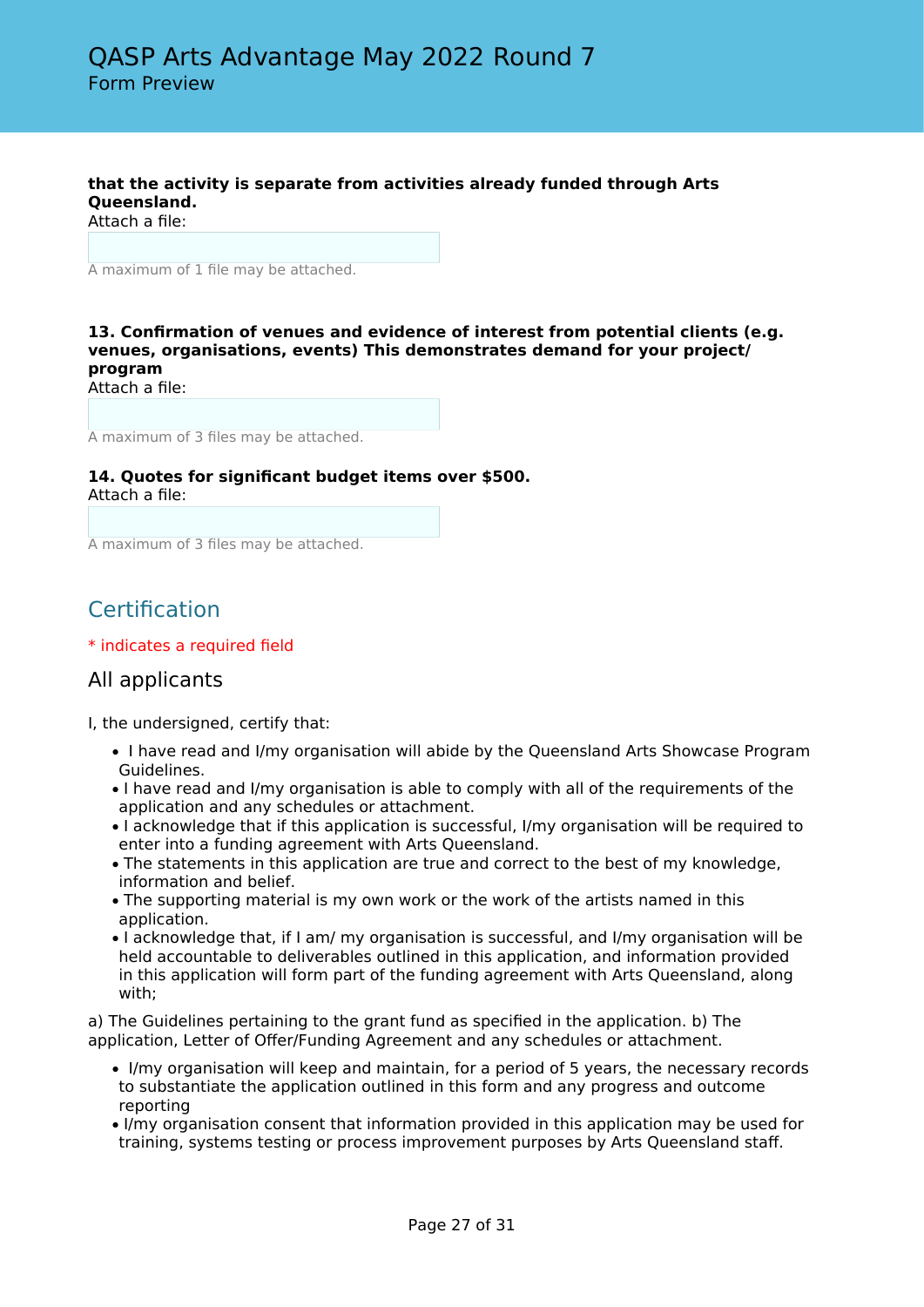**that the activity is separate from activities already funded through Arts Queensland.**
Attach a file:

A maximum of 1 file may be attached.

**13. Confirmation of venues and evidence of interest from potential clients (e.g. venues, organisations, events) This demonstrates demand for your project/ program**
Attach a file:

A maximum of 3 files may be attached.

**14. Quotes for significant budget items over $500.**
Attach a file:

A maximum of 3 files may be attached.

## Certification

* indicates a required field

### All applicants

I, the undersigned, certify that:

- I have read and I/my organisation will abide by the Queensland Arts Showcase Program Guidelines.
- I have read and I/my organisation is able to comply with all of the requirements of the application and any schedules or attachment.
- I acknowledge that if this application is successful, I/my organisation will be required to enter into a funding agreement with Arts Queensland.
- The statements in this application are true and correct to the best of my knowledge, information and belief.
- The supporting material is my own work or the work of the artists named in this application.
- I acknowledge that, if I am/ my organisation is successful, and I/my organisation will be held accountable to deliverables outlined in this application, and information provided in this application will form part of the funding agreement with Arts Queensland, along with;

a) The Guidelines pertaining to the grant fund as specified in the application. b) The application, Letter of Offer/Funding Agreement and any schedules or attachment.

- I/my organisation will keep and maintain, for a period of 5 years, the necessary records to substantiate the application outlined in this form and any progress and outcome reporting
- I/my organisation consent that information provided in this application may be used for training, systems testing or process improvement purposes by Arts Queensland staff.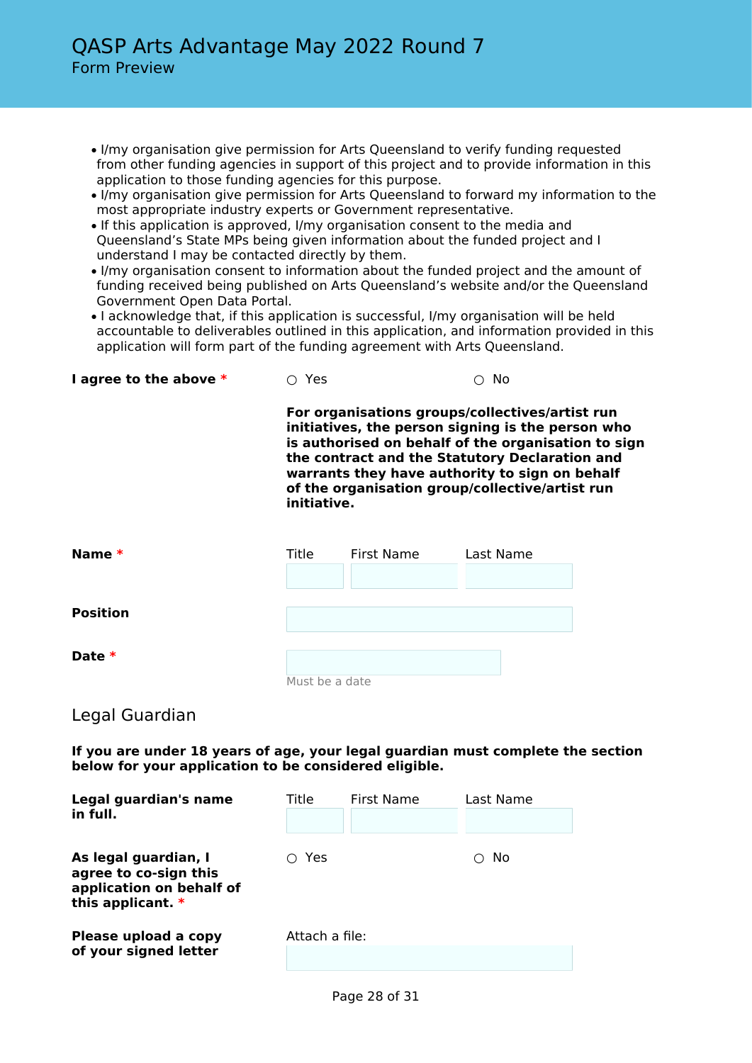- I/my organisation give permission for Arts Queensland to verify funding requested from other funding agencies in support of this project and to provide information in this application to those funding agencies for this purpose.
- I/my organisation give permission for Arts Queensland to forward my information to the most appropriate industry experts or Government representative.
- If this application is approved, I/my organisation consent to the media and Queensland's State MPs being given information about the funded project and I understand I may be contacted directly by them.
- I/my organisation consent to information about the funded project and the amount of funding received being published on Arts Queensland's website and/or the Queensland Government Open Data Portal.
- I acknowledge that, if this application is successful, I/my organisation will be held accountable to deliverables outlined in this application, and information provided in this application will form part of the funding agreement with Arts Queensland.

**I agree to the above** * ○ Yes ○ No

**For organisations groups/collectives/artist run initiatives, the person signing is the person who is authorised on behalf of the organisation to sign the contract and the Statutory Declaration and warrants they have authority to sign on behalf of the organisation group/collective/artist run initiative.**

**Name** *

| Title | First Name | Last Name |
|---|---|---|
| | | |

**Position**

**Date** *

Must be a date

## Legal Guardian

**If you are under 18 years of age, your legal guardian must complete the section below for your application to be considered eligible.**

**Legal guardian's name in full.**

| Title | First Name | Last Name |
|---|---|---|
| | | |

**As legal guardian, I agree to co-sign this application on behalf of this applicant.** * ○ Yes ○ No

**Please upload a copy of your signed letter**

Attach a file: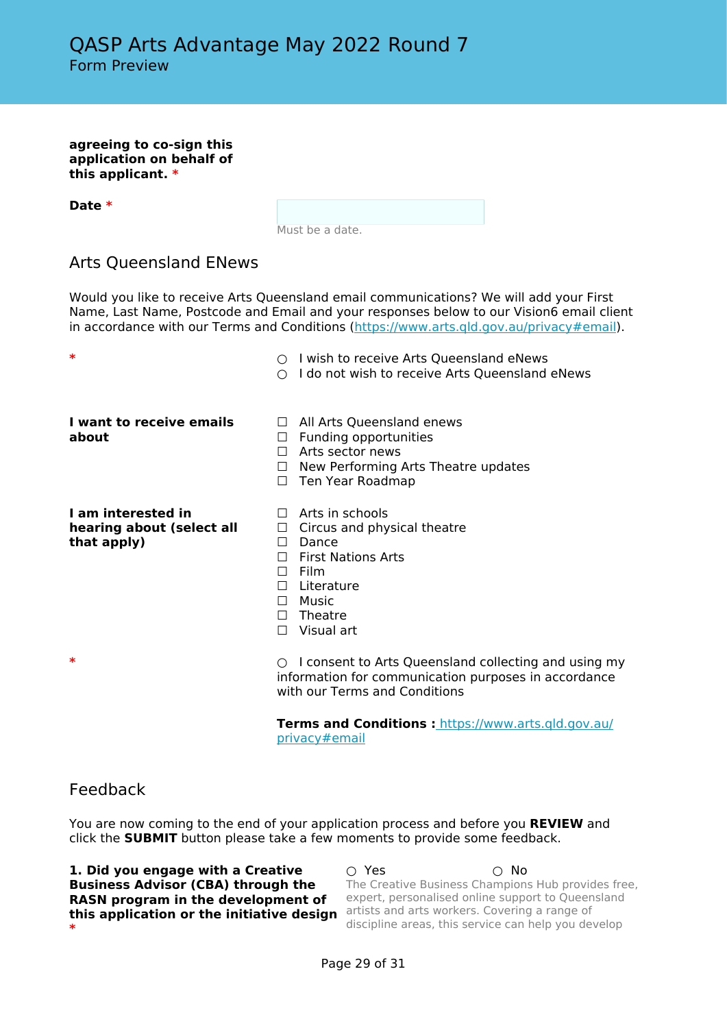# QASP Arts Advantage May 2022 Round 7

Form Preview

**agreeing to co-sign this application on behalf of this applicant.** *

**Date** *

Must be a date.

## Arts Queensland ENews

Would you like to receive Arts Queensland email communications? We will add your First Name, Last Name, Postcode and Email and your responses below to our Vision6 email client in accordance with our Terms and Conditions (https://www.arts.qld.gov.au/privacy#email).

*

○ I wish to receive Arts Queensland eNews
○ I do not wish to receive Arts Queensland eNews

**I want to receive emails about**

☐ All Arts Queensland enews
☐ Funding opportunities
☐ Arts sector news
☐ New Performing Arts Theatre updates
☐ Ten Year Roadmap

**I am interested in hearing about (select all that apply)**

☐ Arts in schools
☐ Circus and physical theatre
☐ Dance
☐ First Nations Arts
☐ Film
☐ Literature
☐ Music
☐ Theatre
☐ Visual art

*

○ I consent to Arts Queensland collecting and using my information for communication purposes in accordance with our Terms and Conditions

**Terms and Conditions :** https://www.arts.qld.gov.au/privacy#email

## Feedback

You are now coming to the end of your application process and before you **REVIEW** and click the **SUBMIT** button please take a few moments to provide some feedback.

**1. Did you engage with a Creative Business Advisor (CBA) through the RASN program in the development of this application or the initiative design** *

○ Yes ○ No

The Creative Business Champions Hub provides free, expert, personalised online support to Queensland artists and arts workers. Covering a range of discipline areas, this service can help you develop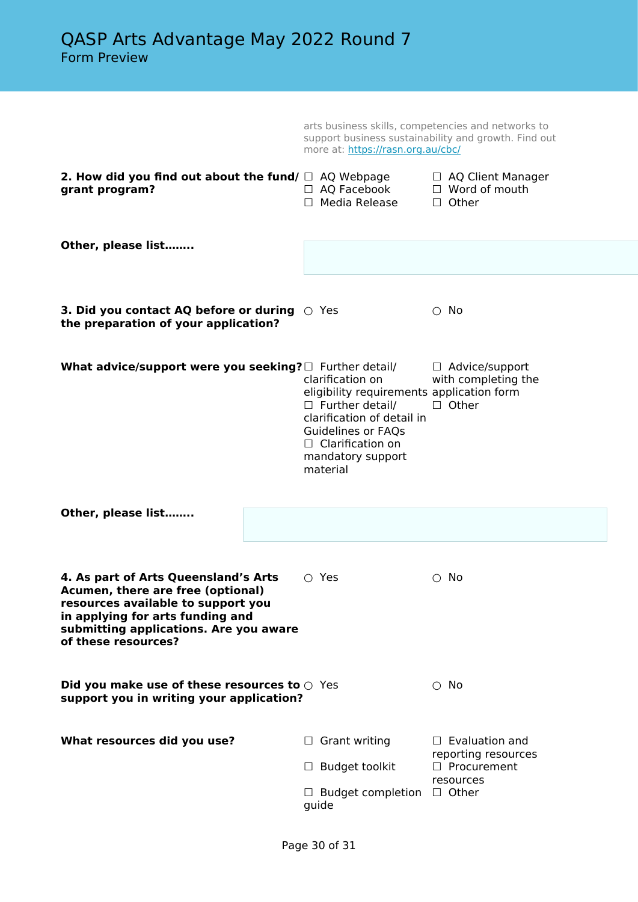arts business skills, competencies and networks to support business sustainability and growth. Find out more at: https://rasn.org.au/cbc/

**2. How did you find out about the fund/ grant program?**

☐ AQ Webpage
☐ AQ Facebook
☐ Media Release
☐ AQ Client Manager
☐ Word of mouth
☐ Other

**Other, please list........**

**3. Did you contact AQ before or during the preparation of your application?**

○ Yes
○ No

**What advice/support were you seeking?**

☐ Further detail/ clarification on eligibility requirements
☐ Further detail/ clarification of detail in Guidelines or FAQs
☐ Clarification on mandatory support material
☐ Advice/support with completing the application form
☐ Other

**Other, please list........**

**4. As part of Arts Queensland's Arts Acumen, there are free (optional) resources available to support you in applying for arts funding and submitting applications. Are you aware of these resources?**

○ Yes
○ No

**Did you make use of these resources to support you in writing your application?**

○ Yes
○ No

**What resources did you use?**

☐ Grant writing
☐ Budget toolkit
☐ Budget completion guide
☐ Evaluation and reporting resources
☐ Procurement resources
☐ Other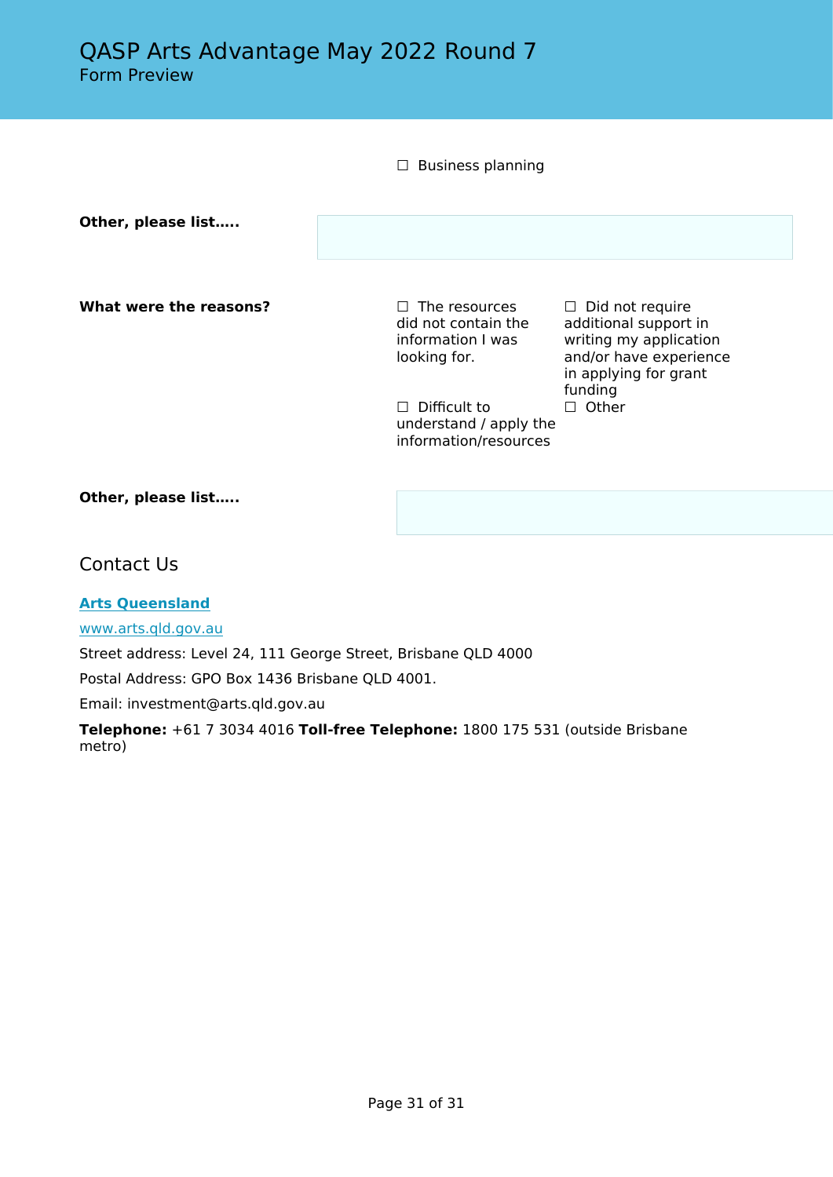☐ Business planning

**Other, please list…..**

**What were the reasons?**

☐ The resources did not contain the information I was looking for.

☐ Did not require additional support in writing my application and/or have experience in applying for grant funding

☐ Difficult to understand / apply the information/resources

☐ Other

**Other, please list…..**

## Contact Us

**[Arts Queensland](http://www.arts.qld.gov.au)**

[www.arts.qld.gov.au](http://www.arts.qld.gov.au)

Street address: Level 24, 111 George Street, Brisbane QLD 4000

Postal Address: GPO Box 1436 Brisbane QLD 4001.

Email: investment@arts.qld.gov.au

**Telephone:** +61 7 3034 4016 **Toll-free Telephone:** 1800 175 531 (outside Brisbane metro)